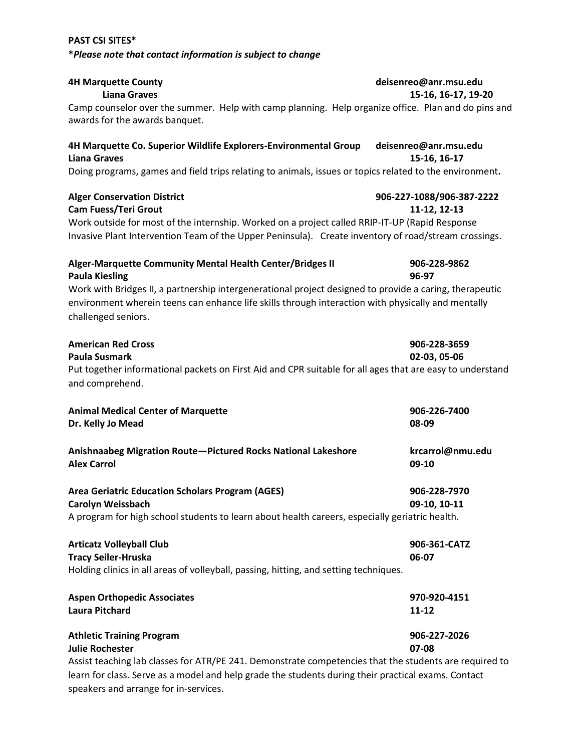**PAST CSI SITES***

***Please note that contact information is subject to change**

**4H Marquette County** — **deisenreo@anr.msu.edu**
**Liana Graves** — **15-16, 16-17, 19-20**
Camp counselor over the summer. Help with camp planning. Help organize office. Plan and do pins and awards for the awards banquet.

**4H Marquette Co. Superior Wildlife Explorers-Environmental Group** — **deisenreo@anr.msu.edu**
**Liana Graves** — **15-16, 16-17**
Doing programs, games and field trips relating to animals, issues or topics related to the environment**.**

**Alger Conservation District** — **906-227-1088/906-387-2222**
**Cam Fuess/Teri Grout** — **11-12, 12-13**
Work outside for most of the internship. Worked on a project called RRIP-IT-UP (Rapid Response Invasive Plant Intervention Team of the Upper Peninsula). Create inventory of road/stream crossings.

**Alger-Marquette Community Mental Health Center/Bridges II** — **906-228-9862**
**Paula Kiesling** — **96-97**
Work with Bridges II, a partnership intergenerational project designed to provide a caring, therapeutic environment wherein teens can enhance life skills through interaction with physically and mentally challenged seniors.

**American Red Cross** — **906-228-3659**
**Paula Susmark** — **02-03, 05-06**
Put together informational packets on First Aid and CPR suitable for all ages that are easy to understand and comprehend.

**Animal Medical Center of Marquette** — **906-226-7400**
**Dr. Kelly Jo Mead** — **08-09**

**Anishnaabeg Migration Route—Pictured Rocks National Lakeshore** — **krcarrol@nmu.edu**
**Alex Carrol** — **09-10**

**Area Geriatric Education Scholars Program (AGES)** — **906-228-7970**
**Carolyn Weissbach** — **09-10, 10-11**
A program for high school students to learn about health careers, especially geriatric health.

**Articatz Volleyball Club** — **906-361-CATZ**
**Tracy Seiler-Hruska** — **06-07**
Holding clinics in all areas of volleyball, passing, hitting, and setting techniques.

**Aspen Orthopedic Associates** — **970-920-4151**
**Laura Pitchard** — **11-12**

**Athletic Training Program** — **906-227-2026**
**Julie Rochester** — **07-08**
Assist teaching lab classes for ATR/PE 241. Demonstrate competencies that the students are required to learn for class. Serve as a model and help grade the students during their practical exams. Contact speakers and arrange for in-services.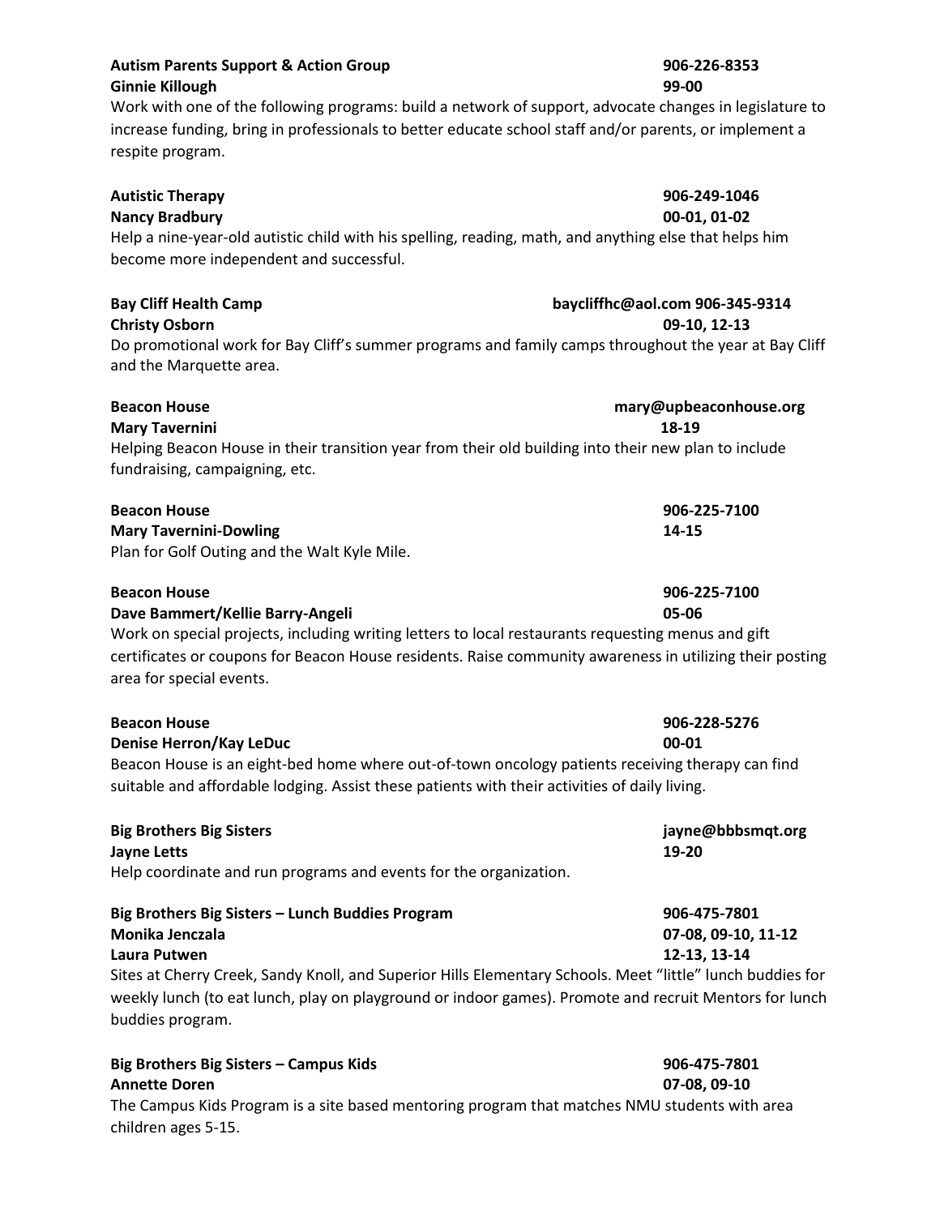**Autism Parents Support & Action Group** 906-226-8353
**Ginnie Killough** 99-00
Work with one of the following programs: build a network of support, advocate changes in legislature to increase funding, bring in professionals to better educate school staff and/or parents, or implement a respite program.

**Autistic Therapy** 906-249-1046
**Nancy Bradbury** 00-01, 01-02
Help a nine-year-old autistic child with his spelling, reading, math, and anything else that helps him become more independent and successful.

**Bay Cliff Health Camp** baycliffhc@aol.com 906-345-9314
**Christy Osborn** 09-10, 12-13
Do promotional work for Bay Cliff's summer programs and family camps throughout the year at Bay Cliff and the Marquette area.

**Beacon House** mary@upbeaconhouse.org
**Mary Tavernini** 18-19
Helping Beacon House in their transition year from their old building into their new plan to include fundraising, campaigning, etc.

**Beacon House** 906-225-7100
**Mary Tavernini-Dowling** 14-15
Plan for Golf Outing and the Walt Kyle Mile.

**Beacon House** 906-225-7100
**Dave Bammert/Kellie Barry-Angeli** 05-06
Work on special projects, including writing letters to local restaurants requesting menus and gift certificates or coupons for Beacon House residents. Raise community awareness in utilizing their posting area for special events.

**Beacon House** 906-228-5276
**Denise Herron/Kay LeDuc** 00-01
Beacon House is an eight-bed home where out-of-town oncology patients receiving therapy can find suitable and affordable lodging. Assist these patients with their activities of daily living.

**Big Brothers Big Sisters** jayne@bbbsmqt.org
**Jayne Letts** 19-20
Help coordinate and run programs and events for the organization.

**Big Brothers Big Sisters – Lunch Buddies Program** 906-475-7801
**Monika Jenczala** 07-08, 09-10, 11-12
**Laura Putwen** 12-13, 13-14
Sites at Cherry Creek, Sandy Knoll, and Superior Hills Elementary Schools. Meet "little" lunch buddies for weekly lunch (to eat lunch, play on playground or indoor games). Promote and recruit Mentors for lunch buddies program.

**Big Brothers Big Sisters – Campus Kids** 906-475-7801
**Annette Doren** 07-08, 09-10
The Campus Kids Program is a site based mentoring program that matches NMU students with area children ages 5-15.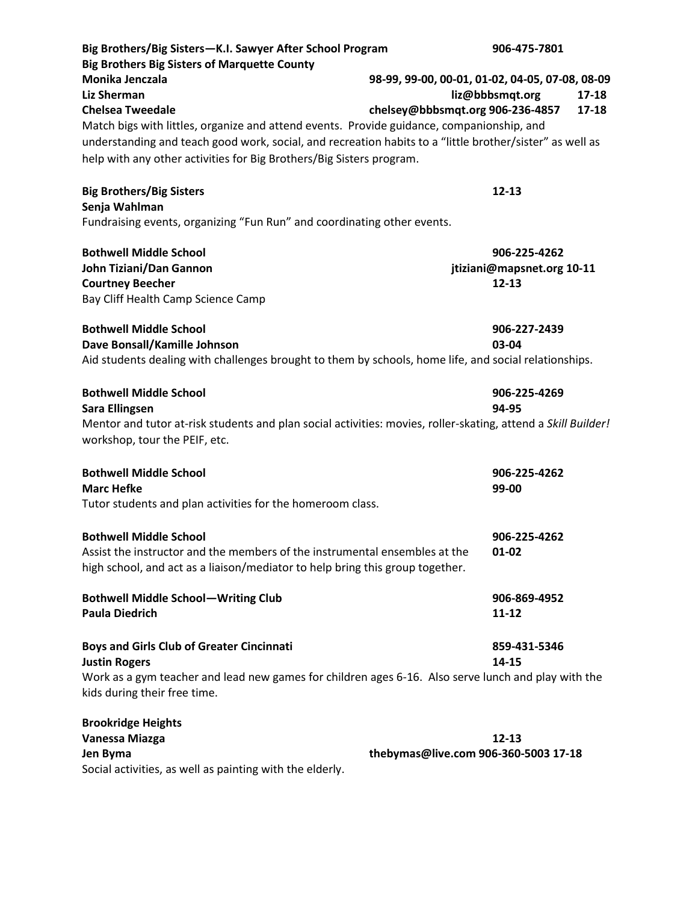**Big Brothers/Big Sisters—K.I. Sawyer After School Program** **906-475-7801**
**Big Brothers Big Sisters of Marquette County**
**Monika Jenczala** **98-99, 99-00, 00-01, 01-02, 04-05, 07-08, 08-09**
**Liz Sherman** **liz@bbbsmqt.org** **17-18**
**Chelsea Tweedale** **chelsey@bbbsmqt.org 906-236-4857** **17-18**
Match bigs with littles, organize and attend events. Provide guidance, companionship, and understanding and teach good work, social, and recreation habits to a "little brother/sister" as well as help with any other activities for Big Brothers/Big Sisters program.

**Big Brothers/Big Sisters** **12-13**
**Senja Wahlman**
Fundraising events, organizing "Fun Run" and coordinating other events.

**Bothwell Middle School** **906-225-4262**
**John Tiziani/Dan Gannon** **jtiziani@mapsnet.org 10-11**
**Courtney Beecher** **12-13**
Bay Cliff Health Camp Science Camp

**Bothwell Middle School** **906-227-2439**
**Dave Bonsall/Kamille Johnson** **03-04**
Aid students dealing with challenges brought to them by schools, home life, and social relationships.

**Bothwell Middle School** **906-225-4269**
**Sara Ellingsen** **94-95**
Mentor and tutor at-risk students and plan social activities: movies, roller-skating, attend a *Skill Builder!* workshop, tour the PEIF, etc.

**Bothwell Middle School** **906-225-4262**
**Marc Hefke** **99-00**
Tutor students and plan activities for the homeroom class.

**Bothwell Middle School** **906-225-4262**
Assist the instructor and the members of the instrumental ensembles at the high school, and act as a liaison/mediator to help bring this group together. **01-02**

**Bothwell Middle School—Writing Club** **906-869-4952**
**Paula Diedrich** **11-12**

**Boys and Girls Club of Greater Cincinnati** **859-431-5346**
**Justin Rogers** **14-15**
Work as a gym teacher and lead new games for children ages 6-16. Also serve lunch and play with the kids during their free time.

**Brookridge Heights**
**Vanessa Miazga** **12-13**
**Jen Byma** **thebymas@live.com 906-360-5003 17-18**
Social activities, as well as painting with the elderly.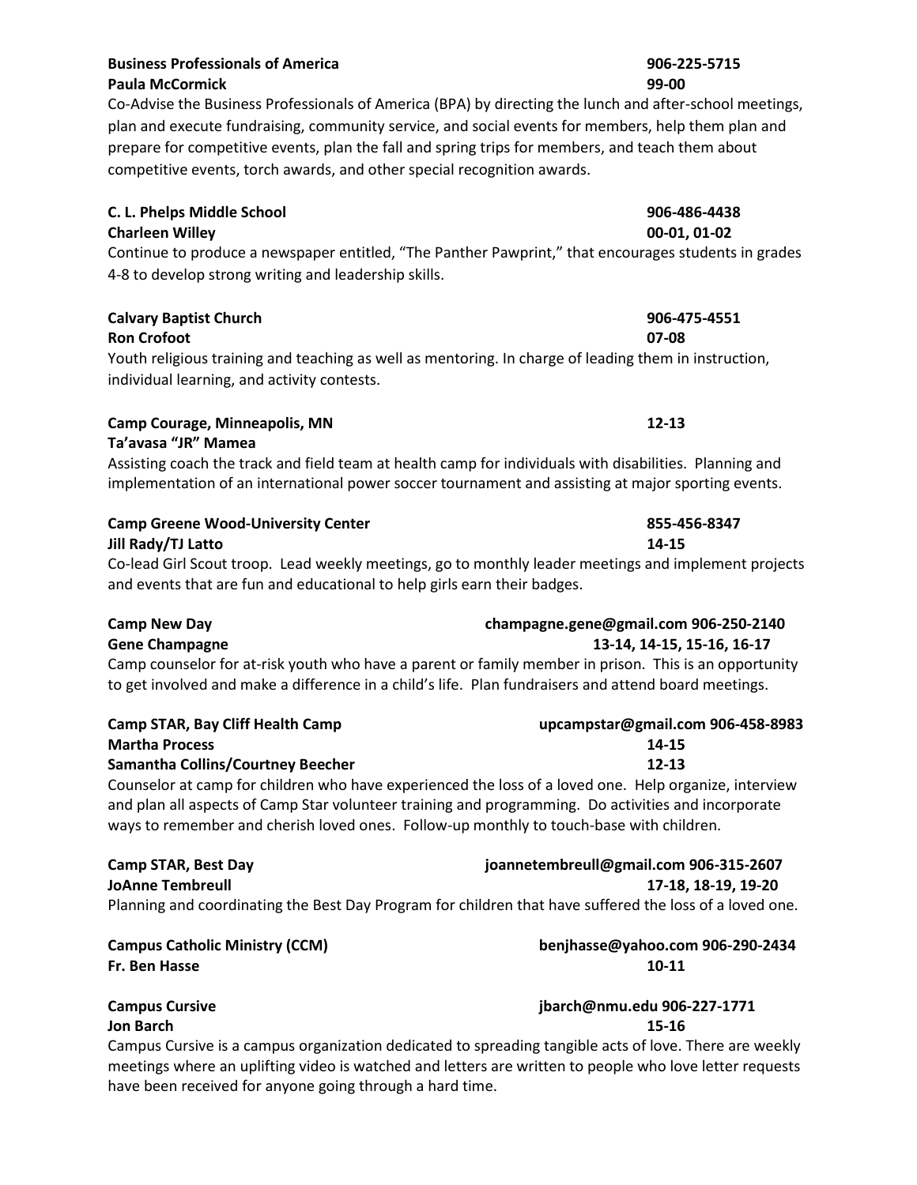**Business Professionals of America** 906-225-5715
**Paula McCormick** 99-00

Co-Advise the Business Professionals of America (BPA) by directing the lunch and after-school meetings, plan and execute fundraising, community service, and social events for members, help them plan and prepare for competitive events, plan the fall and spring trips for members, and teach them about competitive events, torch awards, and other special recognition awards.

**C. L. Phelps Middle School** 906-486-4438
**Charleen Willey** 00-01, 01-02

Continue to produce a newspaper entitled, "The Panther Pawprint," that encourages students in grades 4-8 to develop strong writing and leadership skills.

**Calvary Baptist Church** 906-475-4551
**Ron Crofoot** 07-08

Youth religious training and teaching as well as mentoring. In charge of leading them in instruction, individual learning, and activity contests.

**Camp Courage, Minneapolis, MN** 12-13
**Ta'avasa "JR" Mamea**

Assisting coach the track and field team at health camp for individuals with disabilities. Planning and implementation of an international power soccer tournament and assisting at major sporting events.

**Camp Greene Wood-University Center** 855-456-8347
**Jill Rady/TJ Latto** 14-15

Co-lead Girl Scout troop. Lead weekly meetings, go to monthly leader meetings and implement projects and events that are fun and educational to help girls earn their badges.

**Camp New Day** champagne.gene@gmail.com 906-250-2140
**Gene Champagne** 13-14, 14-15, 15-16, 16-17

Camp counselor for at-risk youth who have a parent or family member in prison. This is an opportunity to get involved and make a difference in a child's life. Plan fundraisers and attend board meetings.

**Camp STAR, Bay Cliff Health Camp** upcampstar@gmail.com 906-458-8983
**Martha Process** 14-15
**Samantha Collins/Courtney Beecher** 12-13

Counselor at camp for children who have experienced the loss of a loved one. Help organize, interview and plan all aspects of Camp Star volunteer training and programming. Do activities and incorporate ways to remember and cherish loved ones. Follow-up monthly to touch-base with children.

**Camp STAR, Best Day** joannetembreull@gmail.com 906-315-2607
**JoAnne Tembreull** 17-18, 18-19, 19-20

Planning and coordinating the Best Day Program for children that have suffered the loss of a loved one.

**Campus Catholic Ministry (CCM)** benjhasse@yahoo.com 906-290-2434
**Fr. Ben Hasse** 10-11

**Campus Cursive** jbarch@nmu.edu 906-227-1771
**Jon Barch** 15-16

Campus Cursive is a campus organization dedicated to spreading tangible acts of love. There are weekly meetings where an uplifting video is watched and letters are written to people who love letter requests have been received for anyone going through a hard time.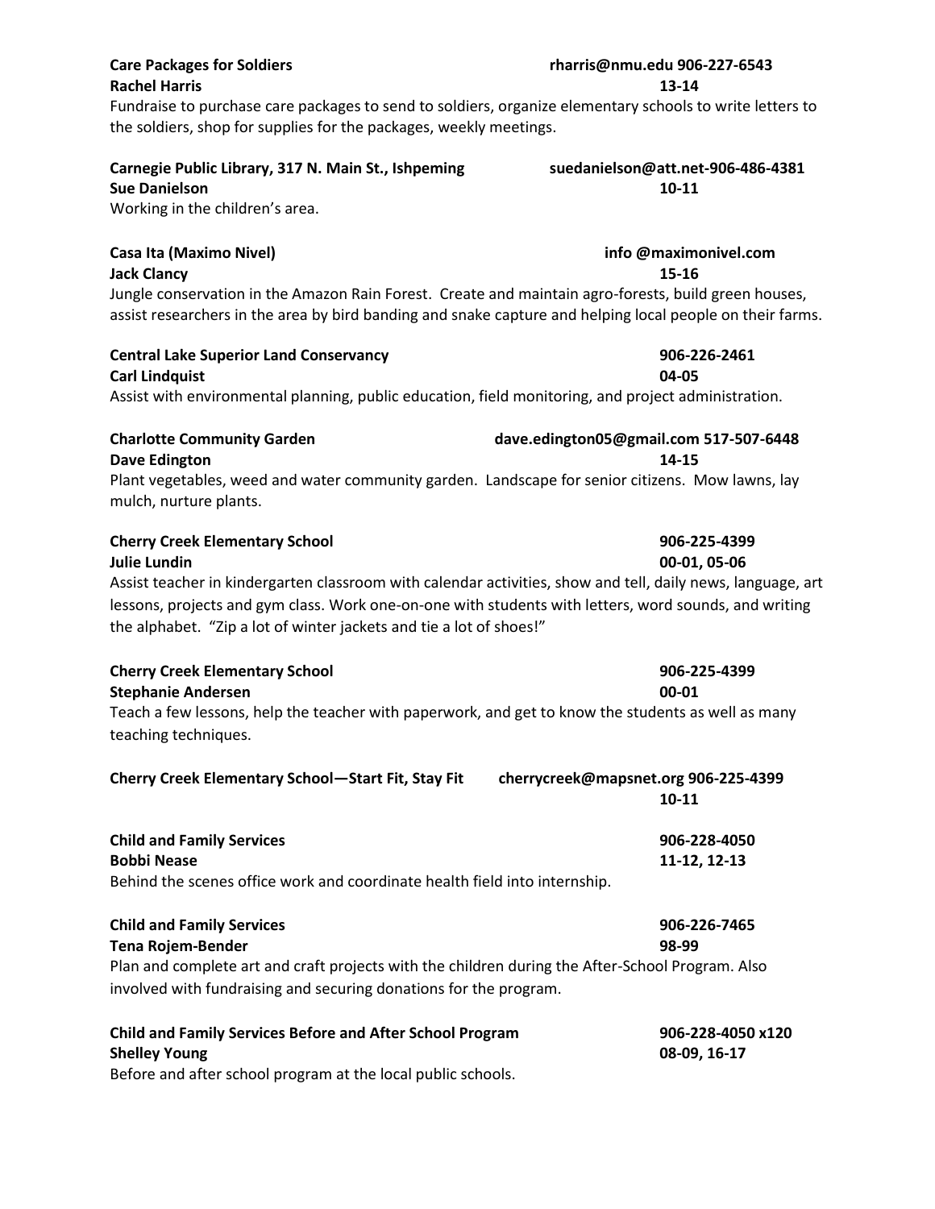**Care Packages for Soldiers** **rharris@nmu.edu 906-227-6543**
**Rachel Harris** **13-14**
Fundraise to purchase care packages to send to soldiers, organize elementary schools to write letters to the soldiers, shop for supplies for the packages, weekly meetings.

**Carnegie Public Library, 317 N. Main St., Ishpeming** **suedanielson@att.net-906-486-4381**
**Sue Danielson** **10-11**
Working in the children's area.

**Casa Ita (Maximo Nivel)** **info @maximonivel.com**
**Jack Clancy** **15-16**
Jungle conservation in the Amazon Rain Forest. Create and maintain agro-forests, build green houses, assist researchers in the area by bird banding and snake capture and helping local people on their farms.

**Central Lake Superior Land Conservancy** **906-226-2461**
**Carl Lindquist** **04-05**
Assist with environmental planning, public education, field monitoring, and project administration.

**Charlotte Community Garden** **dave.edington05@gmail.com 517-507-6448**
**Dave Edington** **14-15**
Plant vegetables, weed and water community garden. Landscape for senior citizens. Mow lawns, lay mulch, nurture plants.

**Cherry Creek Elementary School** **906-225-4399**
**Julie Lundin** **00-01, 05-06**
Assist teacher in kindergarten classroom with calendar activities, show and tell, daily news, language, art lessons, projects and gym class. Work one-on-one with students with letters, word sounds, and writing the alphabet. "Zip a lot of winter jackets and tie a lot of shoes!"

**Cherry Creek Elementary School** **906-225-4399**
**Stephanie Andersen** **00-01**
Teach a few lessons, help the teacher with paperwork, and get to know the students as well as many teaching techniques.

**Cherry Creek Elementary School—Start Fit, Stay Fit** **cherrycreek@mapsnet.org 906-225-4399**
**10-11**

**Child and Family Services** **906-228-4050**
**Bobbi Nease** **11-12, 12-13**
Behind the scenes office work and coordinate health field into internship.

**Child and Family Services** **906-226-7465**
**Tena Rojem-Bender** **98-99**
Plan and complete art and craft projects with the children during the After-School Program. Also involved with fundraising and securing donations for the program.

**Child and Family Services Before and After School Program** **906-228-4050 x120**
**Shelley Young** **08-09, 16-17**
Before and after school program at the local public schools.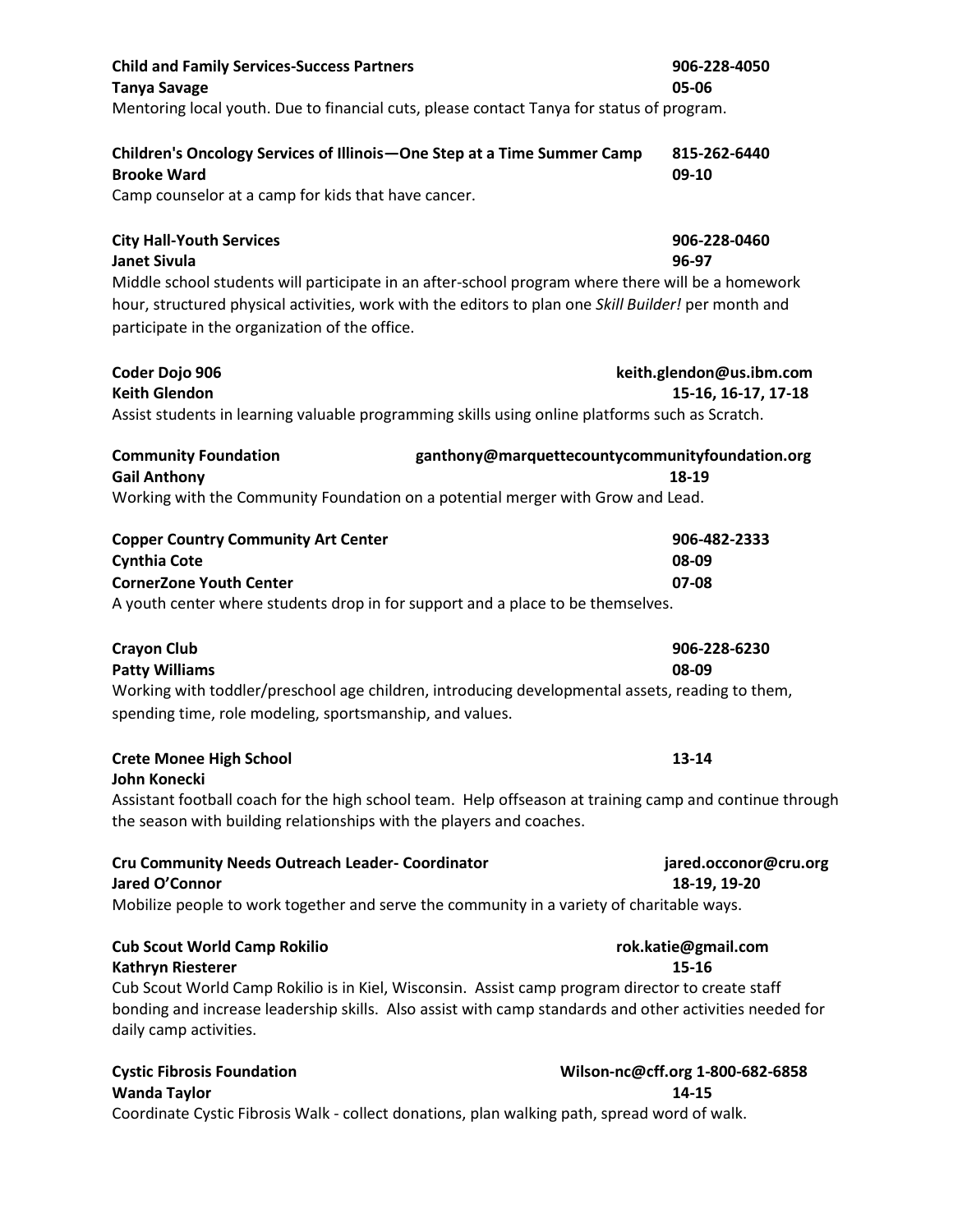**Child and Family Services-Success Partners** **906-228-4050**
**Tanya Savage** **05-06**
Mentoring local youth. Due to financial cuts, please contact Tanya for status of program.

**Children's Oncology Services of Illinois—One Step at a Time Summer Camp** **815-262-6440**
**Brooke Ward** **09-10**
Camp counselor at a camp for kids that have cancer.

**City Hall-Youth Services** **906-228-0460**
**Janet Sivula** **96-97**
Middle school students will participate in an after-school program where there will be a homework hour, structured physical activities, work with the editors to plan one *Skill Builder!* per month and participate in the organization of the office.

**Coder Dojo 906** **keith.glendon@us.ibm.com**
**Keith Glendon** **15-16, 16-17, 17-18**
Assist students in learning valuable programming skills using online platforms such as Scratch.

**Community Foundation** **ganthony@marquettecountycommunityfoundation.org**
**Gail Anthony** **18-19**
Working with the Community Foundation on a potential merger with Grow and Lead.

**Copper Country Community Art Center** **906-482-2333**
**Cynthia Cote** **08-09**
**CornerZone Youth Center** **07-08**
A youth center where students drop in for support and a place to be themselves.

**Crayon Club** **906-228-6230**
**Patty Williams** **08-09**
Working with toddler/preschool age children, introducing developmental assets, reading to them, spending time, role modeling, sportsmanship, and values.

**Crete Monee High School** **13-14**
**John Konecki**
Assistant football coach for the high school team. Help offseason at training camp and continue through the season with building relationships with the players and coaches.

**Cru Community Needs Outreach Leader- Coordinator** **jared.occonor@cru.org**
**Jared O'Connor** **18-19, 19-20**
Mobilize people to work together and serve the community in a variety of charitable ways.

**Cub Scout World Camp Rokilio** **rok.katie@gmail.com**
**Kathryn Riesterer** **15-16**
Cub Scout World Camp Rokilio is in Kiel, Wisconsin. Assist camp program director to create staff bonding and increase leadership skills. Also assist with camp standards and other activities needed for daily camp activities.

**Cystic Fibrosis Foundation** **Wilson-nc@cff.org 1-800-682-6858**
**Wanda Taylor** **14-15**
Coordinate Cystic Fibrosis Walk - collect donations, plan walking path, spread word of walk.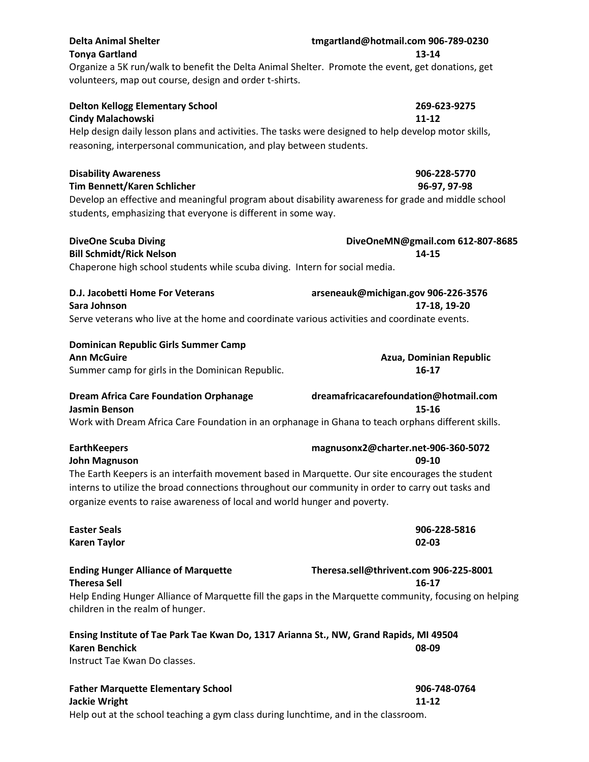**Delta Animal Shelter** **tmgartland@hotmail.com 906-789-0230**
**Tonya Gartland** **13-14**
Organize a 5K run/walk to benefit the Delta Animal Shelter. Promote the event, get donations, get volunteers, map out course, design and order t-shirts.

**Delton Kellogg Elementary School** **269-623-9275**
**Cindy Malachowski** **11-12**
Help design daily lesson plans and activities. The tasks were designed to help develop motor skills, reasoning, interpersonal communication, and play between students.

**Disability Awareness** **906-228-5770**
**Tim Bennett/Karen Schlicher** **96-97, 97-98**
Develop an effective and meaningful program about disability awareness for grade and middle school students, emphasizing that everyone is different in some way.

**DiveOne Scuba Diving** **DiveOneMN@gmail.com 612-807-8685**
**Bill Schmidt/Rick Nelson** **14-15**
Chaperone high school students while scuba diving. Intern for social media.

**D.J. Jacobetti Home For Veterans** **arseneauk@michigan.gov 906-226-3576**
**Sara Johnson** **17-18, 19-20**
Serve veterans who live at the home and coordinate various activities and coordinate events.

**Dominican Republic Girls Summer Camp**
**Ann McGuire** **Azua, Dominian Republic**
Summer camp for girls in the Dominican Republic. **16-17**

**Dream Africa Care Foundation Orphanage** **dreamafricacarefoundation@hotmail.com**
**Jasmin Benson** **15-16**
Work with Dream Africa Care Foundation in an orphanage in Ghana to teach orphans different skills.

**EarthKeepers** **magnusonx2@charter.net-906-360-5072**
**John Magnuson** **09-10**
The Earth Keepers is an interfaith movement based in Marquette. Our site encourages the student interns to utilize the broad connections throughout our community in order to carry out tasks and organize events to raise awareness of local and world hunger and poverty.

**Easter Seals** **906-228-5816**
**Karen Taylor** **02-03**

**Ending Hunger Alliance of Marquette** **Theresa.sell@thrivent.com 906-225-8001**
**Theresa Sell** **16-17**
Help Ending Hunger Alliance of Marquette fill the gaps in the Marquette community, focusing on helping children in the realm of hunger.

**Ensing Institute of Tae Park Tae Kwan Do, 1317 Arianna St., NW, Grand Rapids, MI 49504**
**Karen Benchick** **08-09**
Instruct Tae Kwan Do classes.

**Father Marquette Elementary School** **906-748-0764**
**Jackie Wright** **11-12**
Help out at the school teaching a gym class during lunchtime, and in the classroom.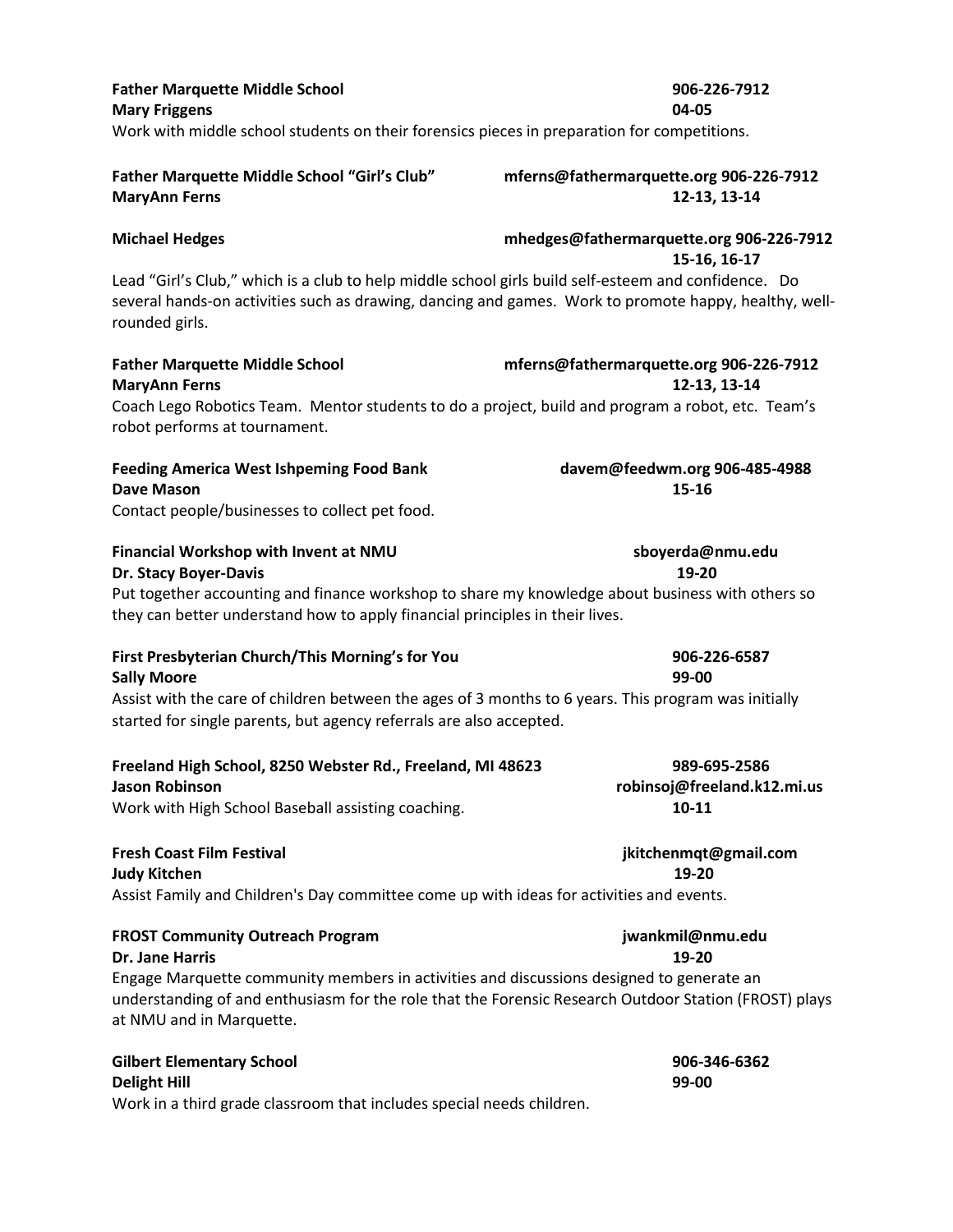**Father Marquette Middle School** **906-226-7912**
**Mary Friggens** **04-05**
Work with middle school students on their forensics pieces in preparation for competitions.

**Father Marquette Middle School "Girl's Club"** **mferns@fathermarquette.org 906-226-7912**
**MaryAnn Ferns** **12-13, 13-14**

**Michael Hedges** **mhedges@fathermarquette.org 906-226-7912**
**15-16, 16-17**
Lead "Girl's Club," which is a club to help middle school girls build self-esteem and confidence. Do several hands-on activities such as drawing, dancing and games. Work to promote happy, healthy, well-rounded girls.

**Father Marquette Middle School** **mferns@fathermarquette.org 906-226-7912**
**MaryAnn Ferns** **12-13, 13-14**
Coach Lego Robotics Team. Mentor students to do a project, build and program a robot, etc. Team's robot performs at tournament.

**Feeding America West Ishpeming Food Bank** **davem@feedwm.org 906-485-4988**
**Dave Mason** **15-16**
Contact people/businesses to collect pet food.

**Financial Workshop with Invent at NMU** **sboyerda@nmu.edu**
**Dr. Stacy Boyer-Davis** **19-20**
Put together accounting and finance workshop to share my knowledge about business with others so they can better understand how to apply financial principles in their lives.

**First Presbyterian Church/This Morning's for You** **906-226-6587**
**Sally Moore** **99-00**
Assist with the care of children between the ages of 3 months to 6 years. This program was initially started for single parents, but agency referrals are also accepted.

**Freeland High School, 8250 Webster Rd., Freeland, MI 48623** **989-695-2586**
**Jason Robinson** **robinsoj@freeland.k12.mi.us**
Work with High School Baseball assisting coaching. **10-11**

**Fresh Coast Film Festival** **jkitchenmqt@gmail.com**
**Judy Kitchen** **19-20**
Assist Family and Children's Day committee come up with ideas for activities and events.

**FROST Community Outreach Program** **jwankmil@nmu.edu**
**Dr. Jane Harris** **19-20**
Engage Marquette community members in activities and discussions designed to generate an understanding of and enthusiasm for the role that the Forensic Research Outdoor Station (FROST) plays at NMU and in Marquette.

**Gilbert Elementary School** **906-346-6362**
**Delight Hill** **99-00**
Work in a third grade classroom that includes special needs children.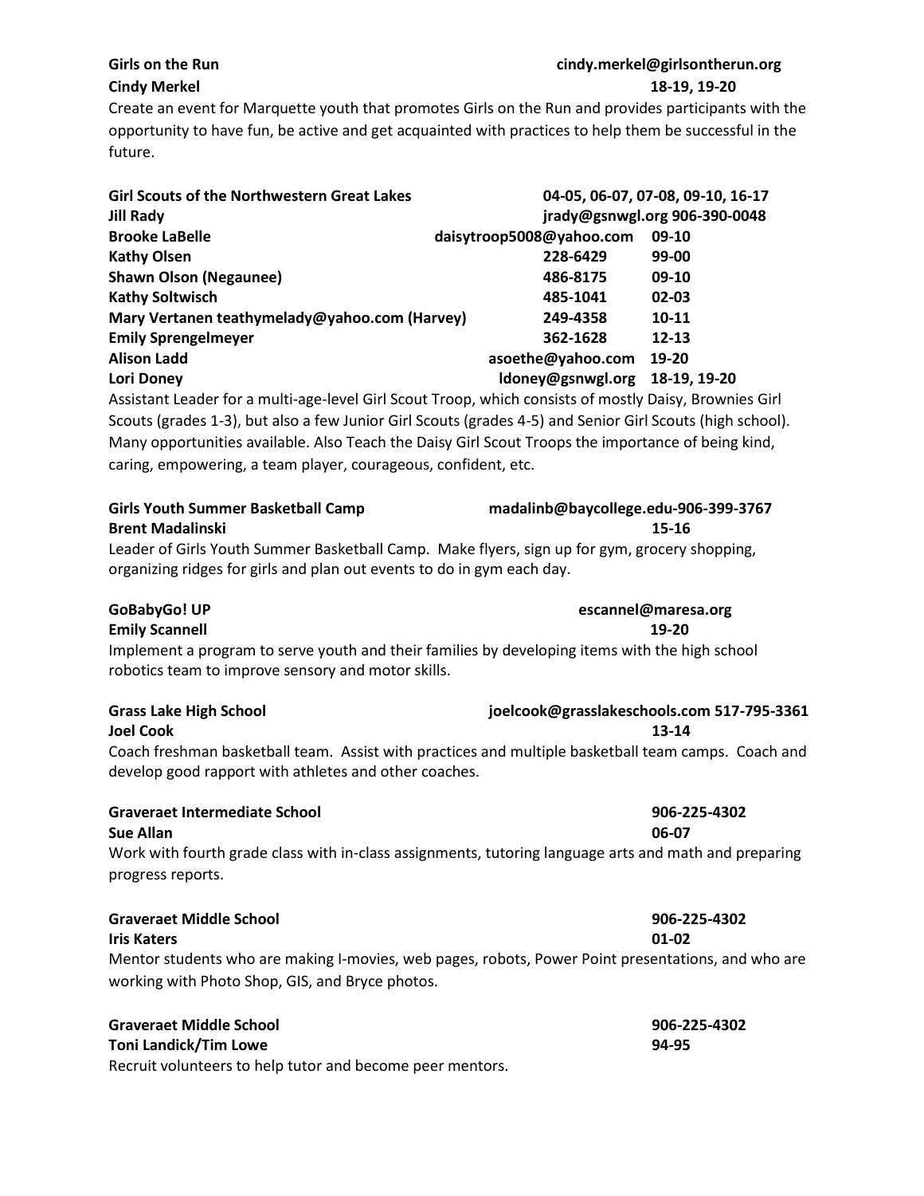**Girls on the Run** cindy.merkel@girlsontherun.org
**Cindy Merkel** **18-19, 19-20**

Create an event for Marquette youth that promotes Girls on the Run and provides participants with the opportunity to have fun, be active and get acquainted with practices to help them be successful in the future.

**Girl Scouts of the Northwestern Great Lakes** **04-05, 06-07, 07-08, 09-10, 16-17**
**Jill Rady** **jrady@gsnwgl.org 906-390-0048**

| | | |
|---|---|---|
| **Brooke LaBelle** | **daisytroop5008@yahoo.com** | **09-10** |
| **Kathy Olsen** | **228-6429** | **99-00** |
| **Shawn Olson (Negaunee)** | **486-8175** | **09-10** |
| **Kathy Soltwisch** | **485-1041** | **02-03** |
| **Mary Vertanen teathymelady@yahoo.com (Harvey)** | **249-4358** | **10-11** |
| **Emily Sprengelmeyer** | **362-1628** | **12-13** |
| **Alison Ladd** | **asoethe@yahoo.com** | **19-20** |
| **Lori Doney** | **ldoney@gsnwgl.org** | **18-19, 19-20** |

Assistant Leader for a multi-age-level Girl Scout Troop, which consists of mostly Daisy, Brownies Girl Scouts (grades 1-3), but also a few Junior Girl Scouts (grades 4-5) and Senior Girl Scouts (high school). Many opportunities available. Also Teach the Daisy Girl Scout Troops the importance of being kind, caring, empowering, a team player, courageous, confident, etc.

**Girls Youth Summer Basketball Camp** **madalinb@baycollege.edu-906-399-3767**
**Brent Madalinski** **15-16**

Leader of Girls Youth Summer Basketball Camp. Make flyers, sign up for gym, grocery shopping, organizing ridges for girls and plan out events to do in gym each day.

**GoBabyGo! UP** **escannel@maresa.org**
**Emily Scannell** **19-20**

Implement a program to serve youth and their families by developing items with the high school robotics team to improve sensory and motor skills.

**Grass Lake High School** **joelcook@grasslakeschools.com 517-795-3361**
**Joel Cook** **13-14**

Coach freshman basketball team. Assist with practices and multiple basketball team camps. Coach and develop good rapport with athletes and other coaches.

**Graveraet Intermediate School** **906-225-4302**
**Sue Allan** **06-07**

Work with fourth grade class with in-class assignments, tutoring language arts and math and preparing progress reports.

**Graveraet Middle School** **906-225-4302**
**Iris Katers** **01-02**

Mentor students who are making I-movies, web pages, robots, Power Point presentations, and who are working with Photo Shop, GIS, and Bryce photos.

**Graveraet Middle School** **906-225-4302**
**Toni Landick/Tim Lowe** **94-95**

Recruit volunteers to help tutor and become peer mentors.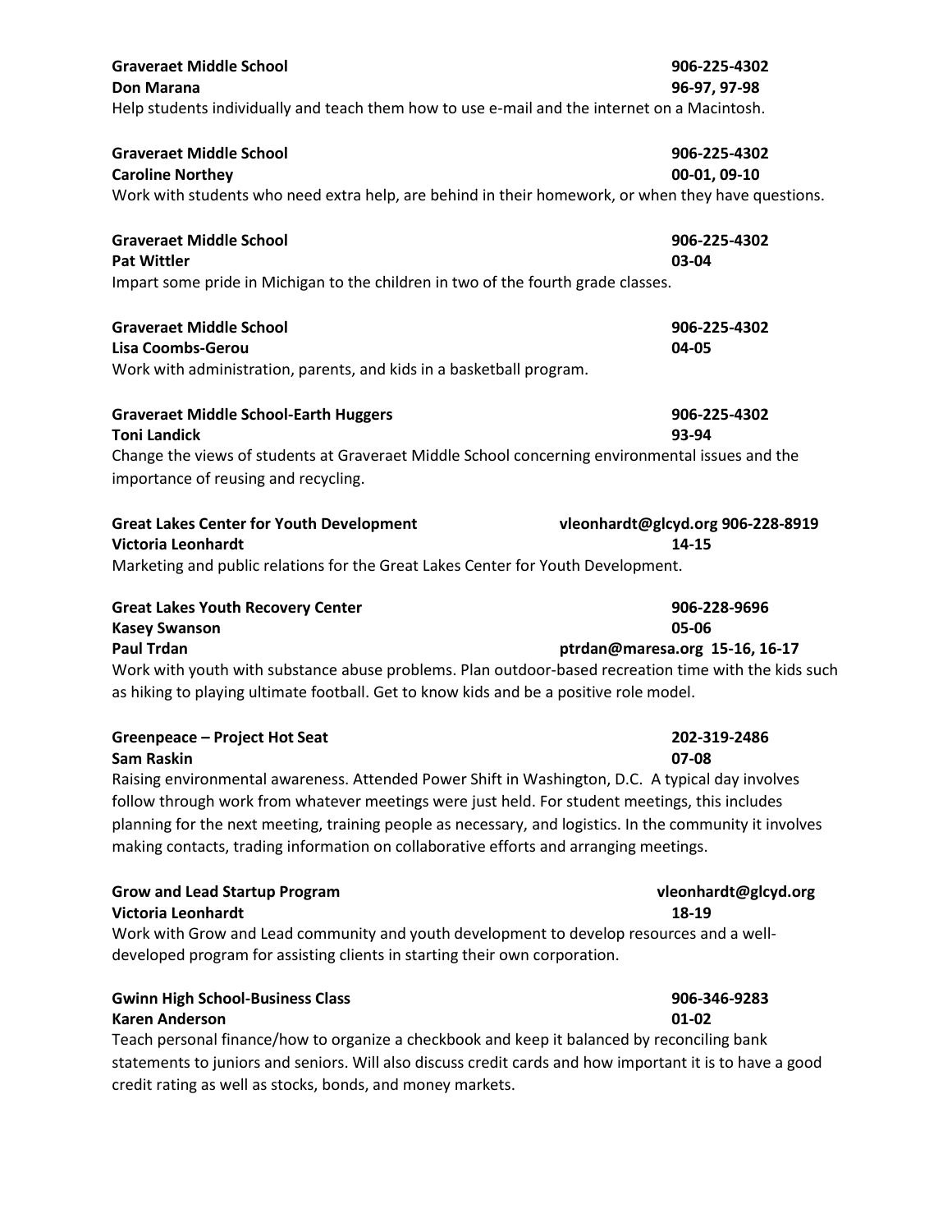**Graveraet Middle School** **906-225-4302**
**Don Marana** **96-97, 97-98**
Help students individually and teach them how to use e-mail and the internet on a Macintosh.

**Graveraet Middle School** **906-225-4302**
**Caroline Northey** **00-01, 09-10**
Work with students who need extra help, are behind in their homework, or when they have questions.

**Graveraet Middle School** **906-225-4302**
**Pat Wittler** **03-04**
Impart some pride in Michigan to the children in two of the fourth grade classes.

**Graveraet Middle School** **906-225-4302**
**Lisa Coombs-Gerou** **04-05**
Work with administration, parents, and kids in a basketball program.

**Graveraet Middle School-Earth Huggers** **906-225-4302**
**Toni Landick** **93-94**
Change the views of students at Graveraet Middle School concerning environmental issues and the importance of reusing and recycling.

**Great Lakes Center for Youth Development** **vleonhardt@glcyd.org 906-228-8919**
**Victoria Leonhardt** **14-15**
Marketing and public relations for the Great Lakes Center for Youth Development.

**Great Lakes Youth Recovery Center** **906-228-9696**
**Kasey Swanson** **05-06**
**Paul Trdan** **ptrdan@maresa.org 15-16, 16-17**
Work with youth with substance abuse problems. Plan outdoor-based recreation time with the kids such as hiking to playing ultimate football. Get to know kids and be a positive role model.

**Greenpeace – Project Hot Seat** **202-319-2486**
**Sam Raskin** **07-08**
Raising environmental awareness. Attended Power Shift in Washington, D.C. A typical day involves follow through work from whatever meetings were just held. For student meetings, this includes planning for the next meeting, training people as necessary, and logistics. In the community it involves making contacts, trading information on collaborative efforts and arranging meetings.

**Grow and Lead Startup Program** **vleonhardt@glcyd.org**
**Victoria Leonhardt** **18-19**
Work with Grow and Lead community and youth development to develop resources and a well-developed program for assisting clients in starting their own corporation.

**Gwinn High School-Business Class** **906-346-9283**
**Karen Anderson** **01-02**
Teach personal finance/how to organize a checkbook and keep it balanced by reconciling bank statements to juniors and seniors. Will also discuss credit cards and how important it is to have a good credit rating as well as stocks, bonds, and money markets.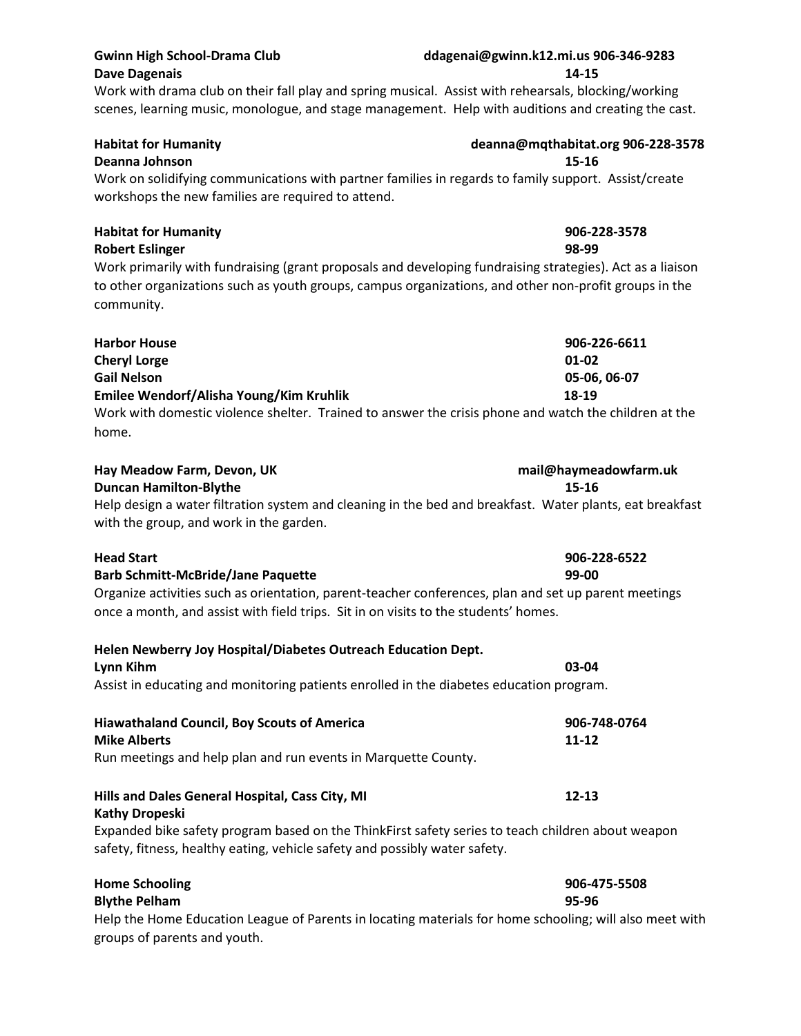**Gwinn High School-Drama Club** ddagenai@gwinn.k12.mi.us 906-346-9283
**Dave Dagenais** 14-15
Work with drama club on their fall play and spring musical. Assist with rehearsals, blocking/working scenes, learning music, monologue, and stage management. Help with auditions and creating the cast.

**Habitat for Humanity** deanna@mqthabitat.org 906-228-3578
**Deanna Johnson** 15-16
Work on solidifying communications with partner families in regards to family support. Assist/create workshops the new families are required to attend.

**Habitat for Humanity** 906-228-3578
**Robert Eslinger** 98-99
Work primarily with fundraising (grant proposals and developing fundraising strategies). Act as a liaison to other organizations such as youth groups, campus organizations, and other non-profit groups in the community.

**Harbor House** 906-226-6611
**Cheryl Lorge** 01-02
**Gail Nelson** 05-06, 06-07
**Emilee Wendorf/Alisha Young/Kim Kruhlik** 18-19
Work with domestic violence shelter. Trained to answer the crisis phone and watch the children at the home.

**Hay Meadow Farm, Devon, UK** mail@haymeadowfarm.uk
**Duncan Hamilton-Blythe** 15-16
Help design a water filtration system and cleaning in the bed and breakfast. Water plants, eat breakfast with the group, and work in the garden.

**Head Start** 906-228-6522
**Barb Schmitt-McBride/Jane Paquette** 99-00
Organize activities such as orientation, parent-teacher conferences, plan and set up parent meetings once a month, and assist with field trips. Sit in on visits to the students' homes.

**Helen Newberry Joy Hospital/Diabetes Outreach Education Dept.**
**Lynn Kihm** 03-04
Assist in educating and monitoring patients enrolled in the diabetes education program.

**Hiawathaland Council, Boy Scouts of America** 906-748-0764
**Mike Alberts** 11-12
Run meetings and help plan and run events in Marquette County.

**Hills and Dales General Hospital, Cass City, MI** 12-13
**Kathy Dropeski**
Expanded bike safety program based on the ThinkFirst safety series to teach children about weapon safety, fitness, healthy eating, vehicle safety and possibly water safety.

**Home Schooling** 906-475-5508
**Blythe Pelham** 95-96
Help the Home Education League of Parents in locating materials for home schooling; will also meet with groups of parents and youth.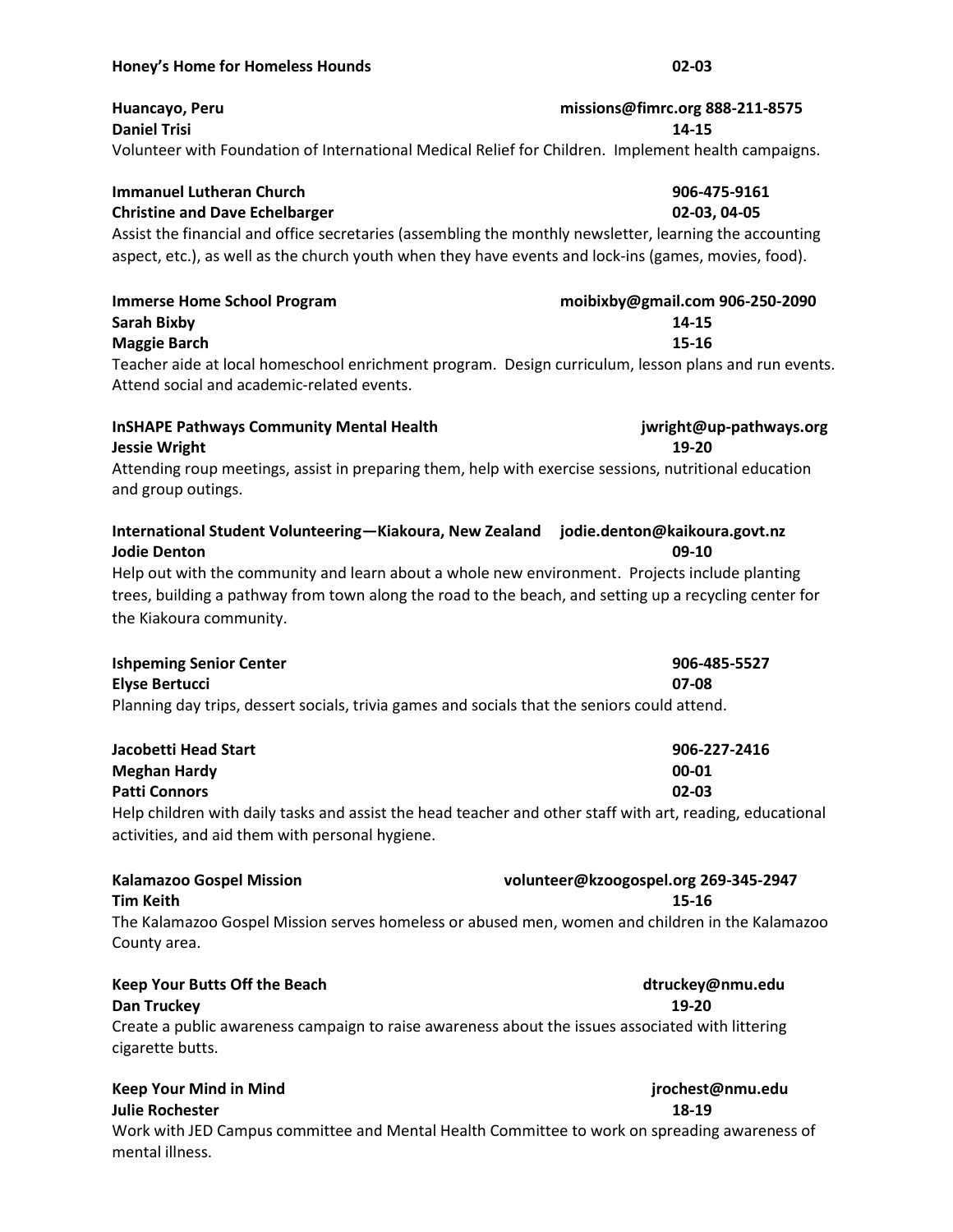**Honey's Home for Homeless Hounds** 02-03

**Huancayo, Peru** missions@fimrc.org 888-211-8575
**Daniel Trisi** 14-15
Volunteer with Foundation of International Medical Relief for Children. Implement health campaigns.

**Immanuel Lutheran Church** 906-475-9161
**Christine and Dave Echelbarger** 02-03, 04-05
Assist the financial and office secretaries (assembling the monthly newsletter, learning the accounting aspect, etc.), as well as the church youth when they have events and lock-ins (games, movies, food).

**Immerse Home School Program** moibixby@gmail.com 906-250-2090
**Sarah Bixby** 14-15
**Maggie Barch** 15-16
Teacher aide at local homeschool enrichment program. Design curriculum, lesson plans and run events. Attend social and academic-related events.

**InSHAPE Pathways Community Mental Health** jwright@up-pathways.org
**Jessie Wright** 19-20
Attending roup meetings, assist in preparing them, help with exercise sessions, nutritional education and group outings.

**International Student Volunteering—Kiakoura, New Zealand** jodie.denton@kaikoura.govt.nz
**Jodie Denton** 09-10
Help out with the community and learn about a whole new environment. Projects include planting trees, building a pathway from town along the road to the beach, and setting up a recycling center for the Kiakoura community.

**Ishpeming Senior Center** 906-485-5527
**Elyse Bertucci** 07-08
Planning day trips, dessert socials, trivia games and socials that the seniors could attend.

**Jacobetti Head Start** 906-227-2416
**Meghan Hardy** 00-01
**Patti Connors** 02-03
Help children with daily tasks and assist the head teacher and other staff with art, reading, educational activities, and aid them with personal hygiene.

**Kalamazoo Gospel Mission** volunteer@kzoogospel.org 269-345-2947
**Tim Keith** 15-16
The Kalamazoo Gospel Mission serves homeless or abused men, women and children in the Kalamazoo County area.

**Keep Your Butts Off the Beach** dtruckey@nmu.edu
**Dan Truckey** 19-20
Create a public awareness campaign to raise awareness about the issues associated with littering cigarette butts.

**Keep Your Mind in Mind** jrochest@nmu.edu
**Julie Rochester** 18-19
Work with JED Campus committee and Mental Health Committee to work on spreading awareness of mental illness.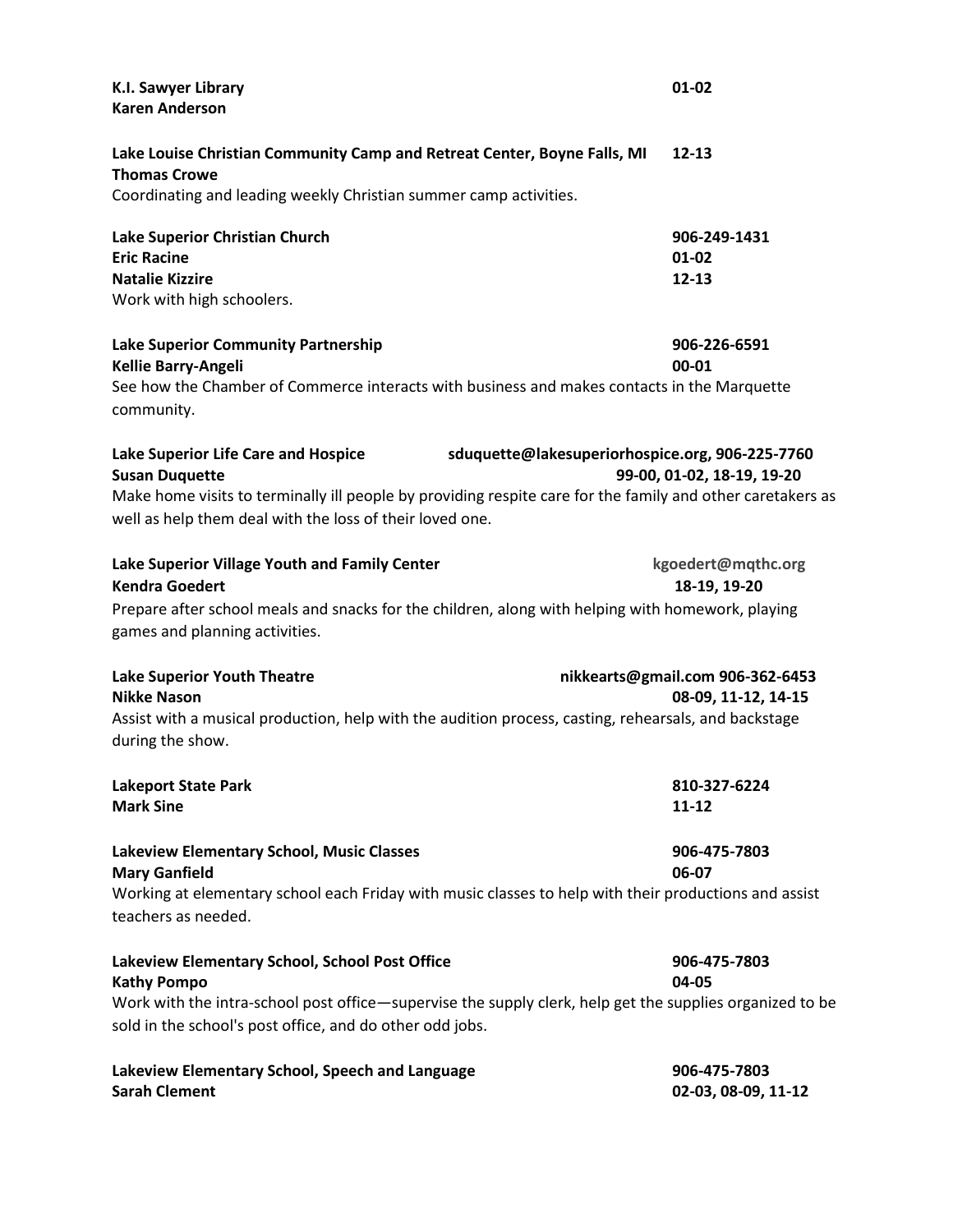**K.I. Sawyer Library** **01-02**
**Karen Anderson**

**Lake Louise Christian Community Camp and Retreat Center, Boyne Falls, MI** **12-13**
**Thomas Crowe**
Coordinating and leading weekly Christian summer camp activities.

**Lake Superior Christian Church** **906-249-1431**
**Eric Racine** **01-02**
**Natalie Kizzire** **12-13**
Work with high schoolers.

**Lake Superior Community Partnership** **906-226-6591**
**Kellie Barry-Angeli** **00-01**
See how the Chamber of Commerce interacts with business and makes contacts in the Marquette community.

**Lake Superior Life Care and Hospice** **sduquette@lakesuperiorhospice.org, 906-225-7760**
**Susan Duquette** **99-00, 01-02, 18-19, 19-20**
Make home visits to terminally ill people by providing respite care for the family and other caretakers as well as help them deal with the loss of their loved one.

**Lake Superior Village Youth and Family Center** **kgoedert@mqthc.org**
**Kendra Goedert** **18-19, 19-20**
Prepare after school meals and snacks for the children, along with helping with homework, playing games and planning activities.

**Lake Superior Youth Theatre** **nikkearts@gmail.com 906-362-6453**
**Nikke Nason** **08-09, 11-12, 14-15**
Assist with a musical production, help with the audition process, casting, rehearsals, and backstage during the show.

**Lakeport State Park** **810-327-6224**
**Mark Sine** **11-12**

**Lakeview Elementary School, Music Classes** **906-475-7803**
**Mary Ganfield** **06-07**
Working at elementary school each Friday with music classes to help with their productions and assist teachers as needed.

**Lakeview Elementary School, School Post Office** **906-475-7803**
**Kathy Pompo** **04-05**
Work with the intra-school post office—supervise the supply clerk, help get the supplies organized to be sold in the school's post office, and do other odd jobs.

**Lakeview Elementary School, Speech and Language** **906-475-7803**
**Sarah Clement** **02-03, 08-09, 11-12**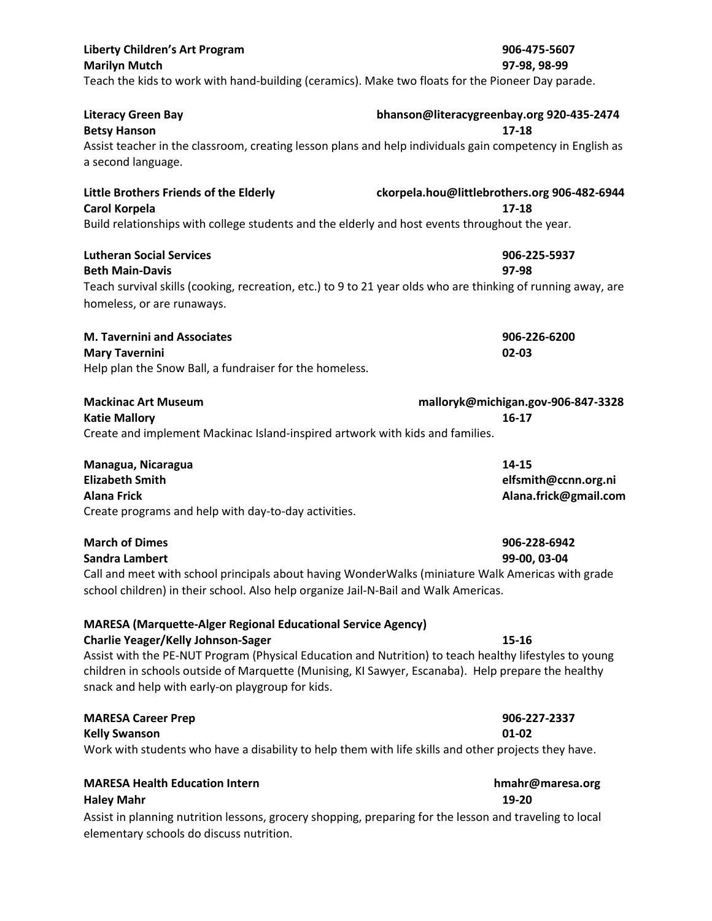**Liberty Children's Art Program** 906-475-5607
**Marilyn Mutch** 97-98, 98-99
Teach the kids to work with hand-building (ceramics). Make two floats for the Pioneer Day parade.

**Literacy Green Bay** bhanson@literacygreenbay.org 920-435-2474
**Betsy Hanson** 17-18
Assist teacher in the classroom, creating lesson plans and help individuals gain competency in English as a second language.

**Little Brothers Friends of the Elderly** ckorpela.hou@littlebrothers.org 906-482-6944
**Carol Korpela** 17-18
Build relationships with college students and the elderly and host events throughout the year.

**Lutheran Social Services** 906-225-5937
**Beth Main-Davis** 97-98
Teach survival skills (cooking, recreation, etc.) to 9 to 21 year olds who are thinking of running away, are homeless, or are runaways.

**M. Tavernini and Associates** 906-226-6200
**Mary Tavernini** 02-03
Help plan the Snow Ball, a fundraiser for the homeless.

**Mackinac Art Museum** malloryk@michigan.gov-906-847-3328
**Katie Mallory** 16-17
Create and implement Mackinac Island-inspired artwork with kids and families.

**Managua, Nicaragua** 14-15
**Elizabeth Smith** elfsmith@ccnn.org.ni
**Alana Frick** Alana.frick@gmail.com
Create programs and help with day-to-day activities.

**March of Dimes** 906-228-6942
**Sandra Lambert** 99-00, 03-04
Call and meet with school principals about having WonderWalks (miniature Walk Americas with grade school children) in their school. Also help organize Jail-N-Bail and Walk Americas.

**MARESA (Marquette-Alger Regional Educational Service Agency)**
**Charlie Yeager/Kelly Johnson-Sager** 15-16
Assist with the PE-NUT Program (Physical Education and Nutrition) to teach healthy lifestyles to young children in schools outside of Marquette (Munising, KI Sawyer, Escanaba). Help prepare the healthy snack and help with early-on playgroup for kids.

**MARESA Career Prep** 906-227-2337
**Kelly Swanson** 01-02
Work with students who have a disability to help them with life skills and other projects they have.

**MARESA Health Education Intern** hmahr@maresa.org
**Haley Mahr** 19-20
Assist in planning nutrition lessons, grocery shopping, preparing for the lesson and traveling to local elementary schools do discuss nutrition.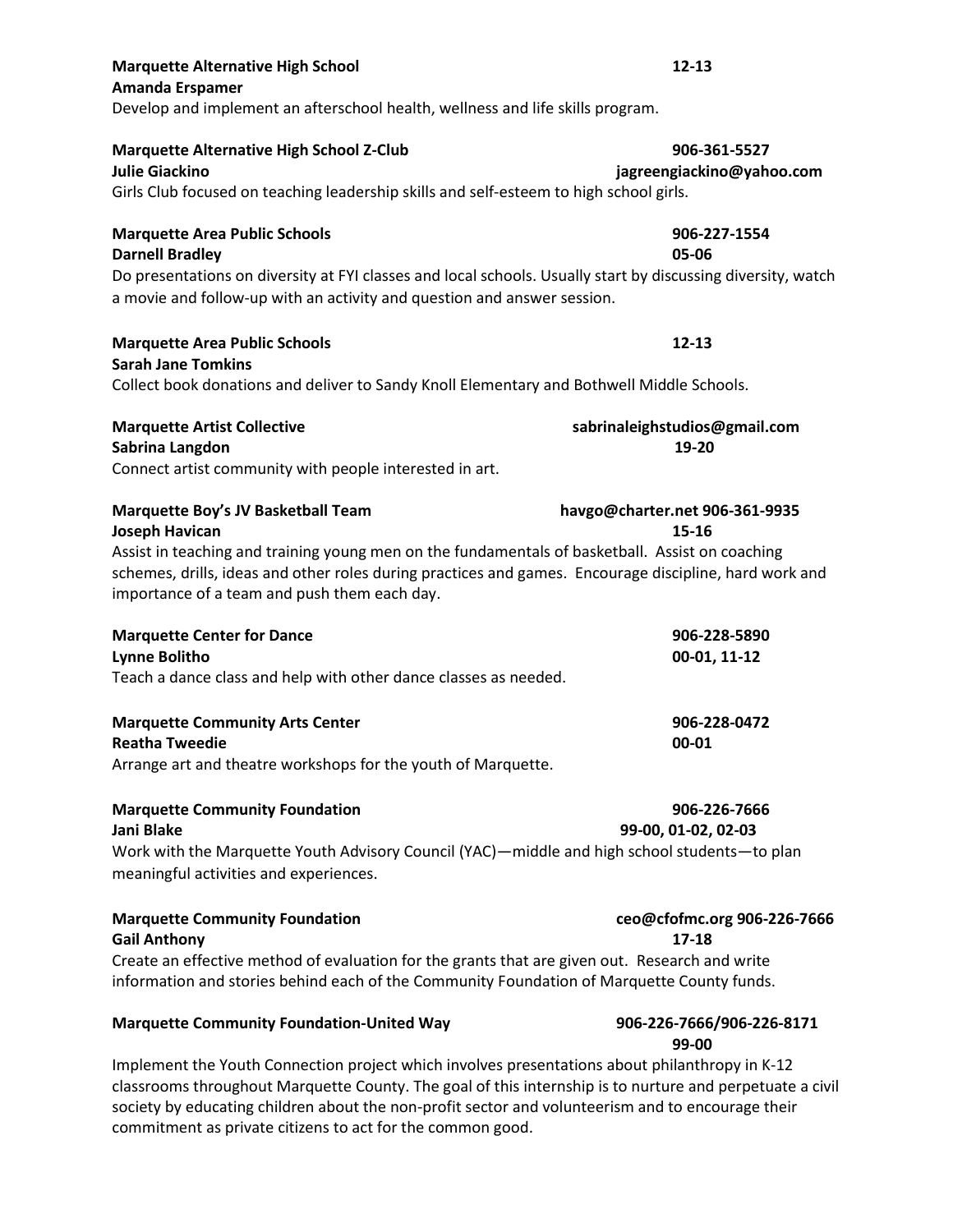**Marquette Alternative High School** **12-13**
**Amanda Erspamer**
Develop and implement an afterschool health, wellness and life skills program.

**Marquette Alternative High School Z-Club** **906-361-5527**
**Julie Giackino** **jagreengiackino@yahoo.com**
Girls Club focused on teaching leadership skills and self-esteem to high school girls.

**Marquette Area Public Schools** **906-227-1554**
**Darnell Bradley** **05-06**
Do presentations on diversity at FYI classes and local schools. Usually start by discussing diversity, watch a movie and follow-up with an activity and question and answer session.

**Marquette Area Public Schools** **12-13**
**Sarah Jane Tomkins**
Collect book donations and deliver to Sandy Knoll Elementary and Bothwell Middle Schools.

**Marquette Artist Collective** **sabrinaleighstudios@gmail.com**
**Sabrina Langdon** **19-20**
Connect artist community with people interested in art.

**Marquette Boy's JV Basketball Team** **havgo@charter.net 906-361-9935**
**Joseph Havican** **15-16**
Assist in teaching and training young men on the fundamentals of basketball. Assist on coaching schemes, drills, ideas and other roles during practices and games. Encourage discipline, hard work and importance of a team and push them each day.

**Marquette Center for Dance** **906-228-5890**
**Lynne Bolitho** **00-01, 11-12**
Teach a dance class and help with other dance classes as needed.

**Marquette Community Arts Center** **906-228-0472**
**Reatha Tweedie** **00-01**
Arrange art and theatre workshops for the youth of Marquette.

**Marquette Community Foundation** **906-226-7666**
**Jani Blake** **99-00, 01-02, 02-03**
Work with the Marquette Youth Advisory Council (YAC)—middle and high school students—to plan meaningful activities and experiences.

**Marquette Community Foundation** **ceo@cfofmc.org 906-226-7666**
**Gail Anthony** **17-18**
Create an effective method of evaluation for the grants that are given out. Research and write information and stories behind each of the Community Foundation of Marquette County funds.

**Marquette Community Foundation-United Way** **906-226-7666/906-226-8171**
**99-00**
Implement the Youth Connection project which involves presentations about philanthropy in K-12 classrooms throughout Marquette County. The goal of this internship is to nurture and perpetuate a civil society by educating children about the non-profit sector and volunteerism and to encourage their commitment as private citizens to act for the common good.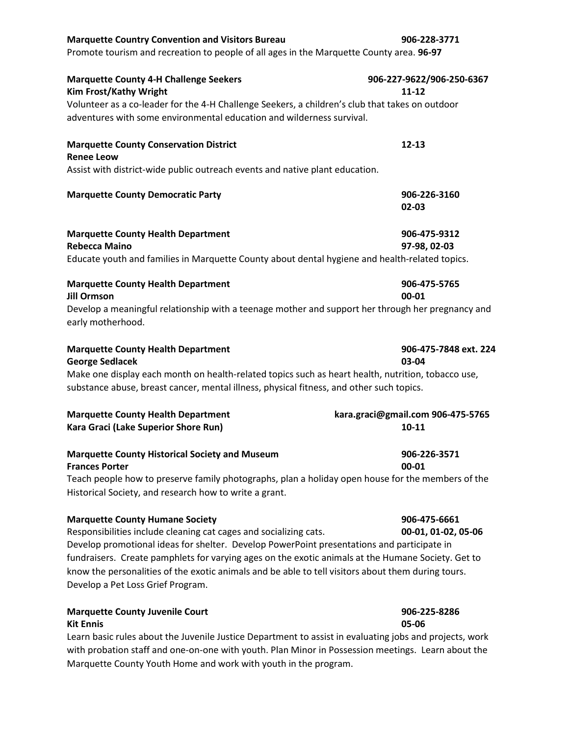**Marquette Country Convention and Visitors Bureau** **906-228-3771**
Promote tourism and recreation to people of all ages in the Marquette County area. **96-97**

**Marquette County 4-H Challenge Seekers** **906-227-9622/906-250-6367**
**Kim Frost/Kathy Wright** **11-12**
Volunteer as a co-leader for the 4-H Challenge Seekers, a children's club that takes on outdoor adventures with some environmental education and wilderness survival.

**Marquette County Conservation District** **12-13**
**Renee Leow**
Assist with district-wide public outreach events and native plant education.

**Marquette County Democratic Party** **906-226-3160**
**02-03**

**Marquette County Health Department** **906-475-9312**
**Rebecca Maino** **97-98, 02-03**
Educate youth and families in Marquette County about dental hygiene and health-related topics.

**Marquette County Health Department** **906-475-5765**
**Jill Ormson** **00-01**
Develop a meaningful relationship with a teenage mother and support her through her pregnancy and early motherhood.

**Marquette County Health Department** **906-475-7848 ext. 224**
**George Sedlacek** **03-04**
Make one display each month on health-related topics such as heart health, nutrition, tobacco use, substance abuse, breast cancer, mental illness, physical fitness, and other such topics.

**Marquette County Health Department** **kara.graci@gmail.com 906-475-5765**
**Kara Graci (Lake Superior Shore Run)** **10-11**

**Marquette County Historical Society and Museum** **906-226-3571**
**Frances Porter** **00-01**
Teach people how to preserve family photographs, plan a holiday open house for the members of the Historical Society, and research how to write a grant.

**Marquette County Humane Society** **906-475-6661**
Responsibilities include cleaning cat cages and socializing cats. **00-01, 01-02, 05-06**
Develop promotional ideas for shelter. Develop PowerPoint presentations and participate in fundraisers. Create pamphlets for varying ages on the exotic animals at the Humane Society. Get to know the personalities of the exotic animals and be able to tell visitors about them during tours. Develop a Pet Loss Grief Program.

**Marquette County Juvenile Court** **906-225-8286**
**Kit Ennis** **05-06**
Learn basic rules about the Juvenile Justice Department to assist in evaluating jobs and projects, work with probation staff and one-on-one with youth. Plan Minor in Possession meetings. Learn about the Marquette County Youth Home and work with youth in the program.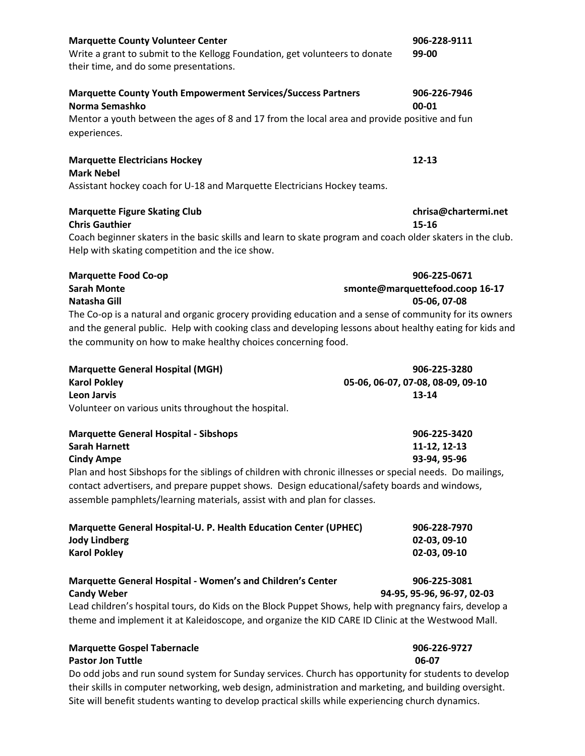**Marquette County Volunteer Center** **906-228-9111**
Write a grant to submit to the Kellogg Foundation, get volunteers to donate their time, and do some presentations. **99-00**

**Marquette County Youth Empowerment Services/Success Partners** **906-226-7946**
**Norma Semashko** **00-01**
Mentor a youth between the ages of 8 and 17 from the local area and provide positive and fun experiences.

**Marquette Electricians Hockey** **12-13**
**Mark Nebel**
Assistant hockey coach for U-18 and Marquette Electricians Hockey teams.

**Marquette Figure Skating Club** **chrisa@chartermi.net**
**Chris Gauthier** **15-16**
Coach beginner skaters in the basic skills and learn to skate program and coach older skaters in the club. Help with skating competition and the ice show.

**Marquette Food Co-op** **906-225-0671**
**Sarah Monte** **smonte@marquettefood.coop 16-17**
**Natasha Gill** **05-06, 07-08**
The Co-op is a natural and organic grocery providing education and a sense of community for its owners and the general public. Help with cooking class and developing lessons about healthy eating for kids and the community on how to make healthy choices concerning food.

**Marquette General Hospital (MGH)** **906-225-3280**
**Karol Pokley** **05-06, 06-07, 07-08, 08-09, 09-10**
**Leon Jarvis** **13-14**
Volunteer on various units throughout the hospital.

**Marquette General Hospital - Sibshops** **906-225-3420**
**Sarah Harnett** **11-12, 12-13**
**Cindy Ampe** **93-94, 95-96**
Plan and host Sibshops for the siblings of children with chronic illnesses or special needs. Do mailings, contact advertisers, and prepare puppet shows. Design educational/safety boards and windows, assemble pamphlets/learning materials, assist with and plan for classes.

**Marquette General Hospital-U. P. Health Education Center (UPHEC)** **906-228-7970**
**Jody Lindberg** **02-03, 09-10**
**Karol Pokley** **02-03, 09-10**

**Marquette General Hospital - Women's and Children's Center** **906-225-3081**
**Candy Weber** **94-95, 95-96, 96-97, 02-03**
Lead children's hospital tours, do Kids on the Block Puppet Shows, help with pregnancy fairs, develop a theme and implement it at Kaleidoscope, and organize the KID CARE ID Clinic at the Westwood Mall.

**Marquette Gospel Tabernacle** **906-226-9727**
**Pastor Jon Tuttle** **06-07**
Do odd jobs and run sound system for Sunday services. Church has opportunity for students to develop their skills in computer networking, web design, administration and marketing, and building oversight. Site will benefit students wanting to develop practical skills while experiencing church dynamics.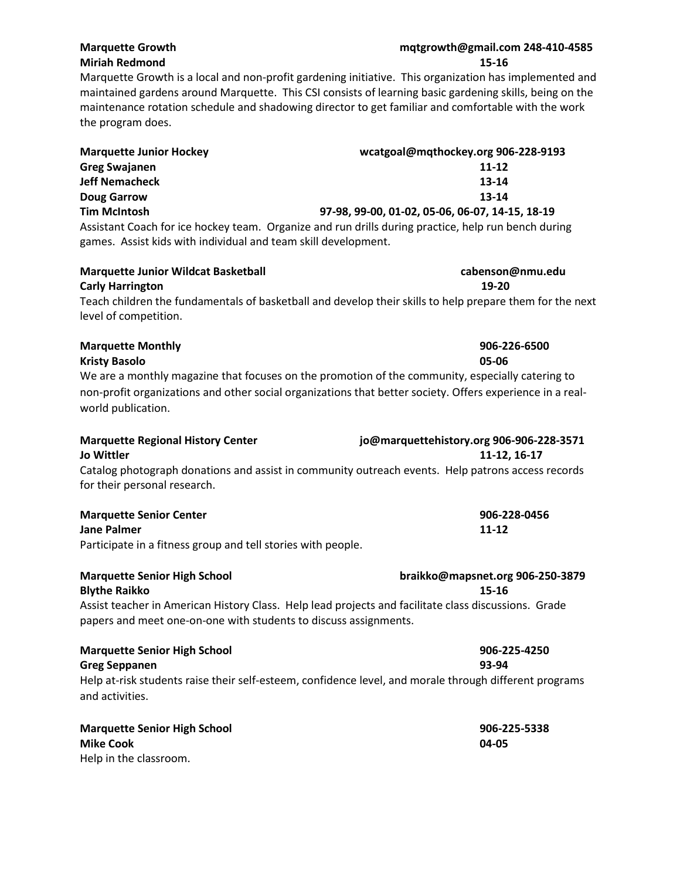**Marquette Growth** mqtgrowth@gmail.com 248-410-4585
**Miriah Redmond** **15-16**

Marquette Growth is a local and non-profit gardening initiative. This organization has implemented and maintained gardens around Marquette. This CSI consists of learning basic gardening skills, being on the maintenance rotation schedule and shadowing director to get familiar and comfortable with the work the program does.

**Marquette Junior Hockey** wcatgoal@mqthockey.org 906-228-9193
**Greg Swajanen** **11-12**
**Jeff Nemacheck** **13-14**
**Doug Garrow** **13-14**
**Tim McIntosh** **97-98, 99-00, 01-02, 05-06, 06-07, 14-15, 18-19**

Assistant Coach for ice hockey team. Organize and run drills during practice, help run bench during games. Assist kids with individual and team skill development.

**Marquette Junior Wildcat Basketball** cabenson@nmu.edu
**Carly Harrington** **19-20**

Teach children the fundamentals of basketball and develop their skills to help prepare them for the next level of competition.

**Marquette Monthly** 906-226-6500
**Kristy Basolo** **05-06**

We are a monthly magazine that focuses on the promotion of the community, especially catering to non-profit organizations and other social organizations that better society. Offers experience in a real-world publication.

**Marquette Regional History Center** jo@marquettehistory.org 906-906-228-3571
**Jo Wittler** **11-12, 16-17**

Catalog photograph donations and assist in community outreach events. Help patrons access records for their personal research.

**Marquette Senior Center** 906-228-0456
**Jane Palmer** **11-12**

Participate in a fitness group and tell stories with people.

**Marquette Senior High School** braikko@mapsnet.org 906-250-3879
**Blythe Raikko** **15-16**

Assist teacher in American History Class. Help lead projects and facilitate class discussions. Grade papers and meet one-on-one with students to discuss assignments.

**Marquette Senior High School** 906-225-4250
**Greg Seppanen** **93-94**

Help at-risk students raise their self-esteem, confidence level, and morale through different programs and activities.

**Marquette Senior High School** 906-225-5338
**Mike Cook** **04-05**

Help in the classroom.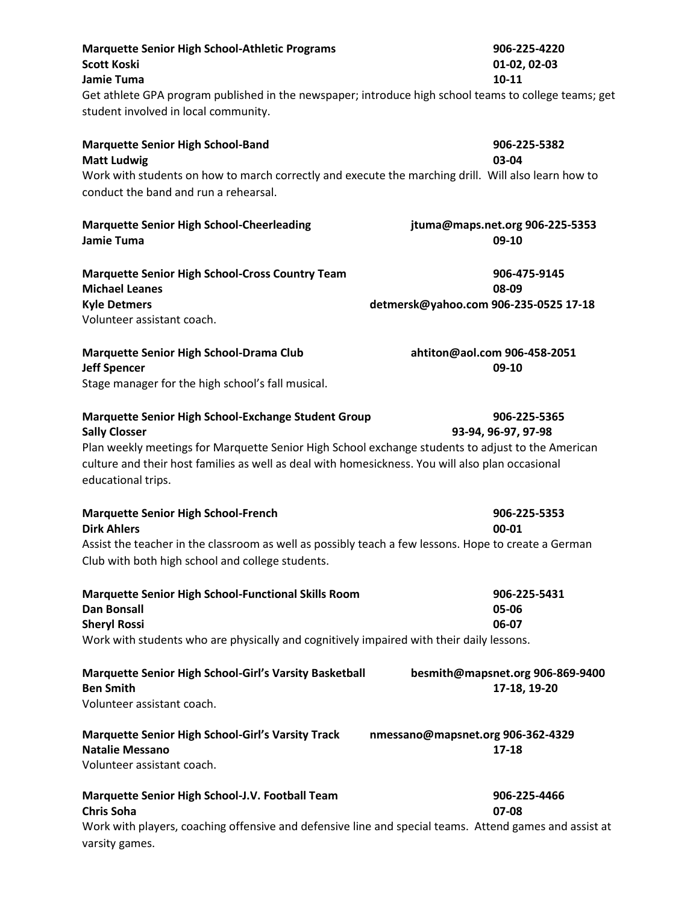**Marquette Senior High School-Athletic Programs** **906-225-4220**
**Scott Koski** **01-02, 02-03**
**Jamie Tuma** **10-11**
Get athlete GPA program published in the newspaper; introduce high school teams to college teams; get student involved in local community.

**Marquette Senior High School-Band** **906-225-5382**
**Matt Ludwig** **03-04**
Work with students on how to march correctly and execute the marching drill. Will also learn how to conduct the band and run a rehearsal.

**Marquette Senior High School-Cheerleading** **jtuma@maps.net.org 906-225-5353**
**Jamie Tuma** **09-10**

**Marquette Senior High School-Cross Country Team** **906-475-9145**
**Michael Leanes** **08-09**
**Kyle Detmers** **detmersk@yahoo.com 906-235-0525 17-18**
Volunteer assistant coach.

**Marquette Senior High School-Drama Club** **ahtiton@aol.com 906-458-2051**
**Jeff Spencer** **09-10**
Stage manager for the high school's fall musical.

**Marquette Senior High School-Exchange Student Group** **906-225-5365**
**Sally Closser** **93-94, 96-97, 97-98**
Plan weekly meetings for Marquette Senior High School exchange students to adjust to the American culture and their host families as well as deal with homesickness. You will also plan occasional educational trips.

**Marquette Senior High School-French** **906-225-5353**
**Dirk Ahlers** **00-01**
Assist the teacher in the classroom as well as possibly teach a few lessons. Hope to create a German Club with both high school and college students.

**Marquette Senior High School-Functional Skills Room** **906-225-5431**
**Dan Bonsall** **05-06**
**Sheryl Rossi** **06-07**
Work with students who are physically and cognitively impaired with their daily lessons.

**Marquette Senior High School-Girl's Varsity Basketball** **besmith@mapsnet.org 906-869-9400**
**Ben Smith** **17-18, 19-20**
Volunteer assistant coach.

**Marquette Senior High School-Girl's Varsity Track** **nmessano@mapsnet.org 906-362-4329**
**Natalie Messano** **17-18**
Volunteer assistant coach.

**Marquette Senior High School-J.V. Football Team** **906-225-4466**
**Chris Soha** **07-08**
Work with players, coaching offensive and defensive line and special teams. Attend games and assist at varsity games.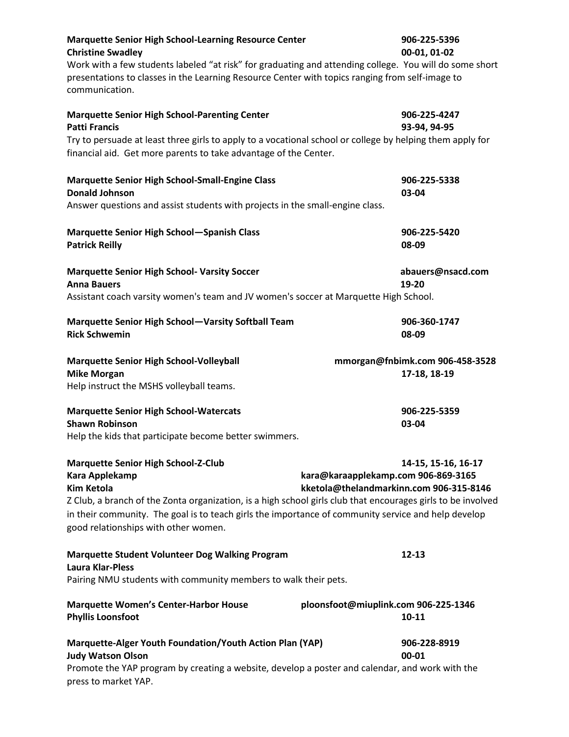**Marquette Senior High School-Learning Resource Center** **906-225-5396**
**Christine Swadley** **00-01, 01-02**
Work with a few students labeled "at risk" for graduating and attending college. You will do some short presentations to classes in the Learning Resource Center with topics ranging from self-image to communication.

**Marquette Senior High School-Parenting Center** **906-225-4247**
**Patti Francis** **93-94, 94-95**
Try to persuade at least three girls to apply to a vocational school or college by helping them apply for financial aid. Get more parents to take advantage of the Center.

**Marquette Senior High School-Small-Engine Class** **906-225-5338**
**Donald Johnson** **03-04**
Answer questions and assist students with projects in the small-engine class.

**Marquette Senior High School—Spanish Class** **906-225-5420**
**Patrick Reilly** **08-09**

**Marquette Senior High School- Varsity Soccer** **abauers@nsacd.com**
**Anna Bauers** **19-20**
Assistant coach varsity women's team and JV women's soccer at Marquette High School.

**Marquette Senior High School—Varsity Softball Team** **906-360-1747**
**Rick Schwemin** **08-09**

**Marquette Senior High School-Volleyball** **mmorgan@fnbimk.com 906-458-3528**
**Mike Morgan** **17-18, 18-19**
Help instruct the MSHS volleyball teams.

**Marquette Senior High School-Watercats** **906-225-5359**
**Shawn Robinson** **03-04**
Help the kids that participate become better swimmers.

**Marquette Senior High School-Z-Club** **14-15, 15-16, 16-17**
**Kara Applekamp** **kara@karaapplekamp.com 906-869-3165**
**Kim Ketola** **kketola@thelandmarkinn.com 906-315-8146**
Z Club, a branch of the Zonta organization, is a high school girls club that encourages girls to be involved in their community. The goal is to teach girls the importance of community service and help develop good relationships with other women.

**Marquette Student Volunteer Dog Walking Program** **12-13**
**Laura Klar-Pless**
Pairing NMU students with community members to walk their pets.

**Marquette Women's Center-Harbor House** **ploonsfoot@miuplink.com 906-225-1346**
**Phyllis Loonsfoot** **10-11**

**Marquette-Alger Youth Foundation/Youth Action Plan (YAP)** **906-228-8919**
**Judy Watson Olson** **00-01**
Promote the YAP program by creating a website, develop a poster and calendar, and work with the press to market YAP.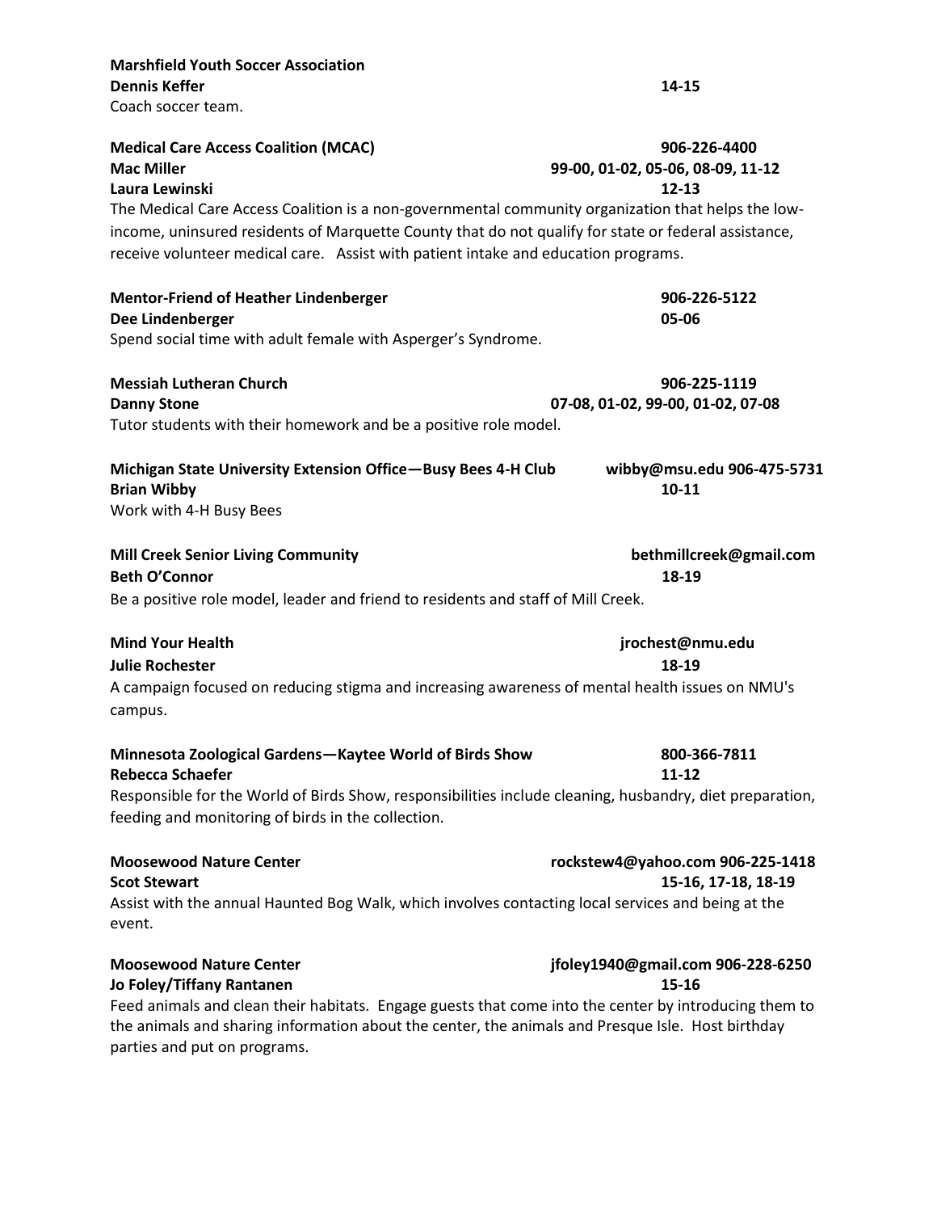**Marshfield Youth Soccer Association**
**Dennis Keffer** **14-15**
Coach soccer team.

**Medical Care Access Coalition (MCAC)** **906-226-4400**
**Mac Miller** **99-00, 01-02, 05-06, 08-09, 11-12**
**Laura Lewinski** **12-13**
The Medical Care Access Coalition is a non-governmental community organization that helps the low-income, uninsured residents of Marquette County that do not qualify for state or federal assistance, receive volunteer medical care. Assist with patient intake and education programs.

**Mentor-Friend of Heather Lindenberger** **906-226-5122**
**Dee Lindenberger** **05-06**
Spend social time with adult female with Asperger's Syndrome.

**Messiah Lutheran Church** **906-225-1119**
**Danny Stone** **07-08, 01-02, 99-00, 01-02, 07-08**
Tutor students with their homework and be a positive role model.

**Michigan State University Extension Office—Busy Bees 4-H Club** **wibby@msu.edu 906-475-5731**
**Brian Wibby** **10-11**
Work with 4-H Busy Bees

**Mill Creek Senior Living Community** **bethmillcreek@gmail.com**
**Beth O'Connor** **18-19**
Be a positive role model, leader and friend to residents and staff of Mill Creek.

**Mind Your Health** **jrochest@nmu.edu**
**Julie Rochester** **18-19**
A campaign focused on reducing stigma and increasing awareness of mental health issues on NMU's campus.

**Minnesota Zoological Gardens—Kaytee World of Birds Show** **800-366-7811**
**Rebecca Schaefer** **11-12**
Responsible for the World of Birds Show, responsibilities include cleaning, husbandry, diet preparation, feeding and monitoring of birds in the collection.

**Moosewood Nature Center** **rockstew4@yahoo.com 906-225-1418**
**Scot Stewart** **15-16, 17-18, 18-19**
Assist with the annual Haunted Bog Walk, which involves contacting local services and being at the event.

**Moosewood Nature Center** **jfoley1940@gmail.com 906-228-6250**
**Jo Foley/Tiffany Rantanen** **15-16**
Feed animals and clean their habitats. Engage guests that come into the center by introducing them to the animals and sharing information about the center, the animals and Presque Isle. Host birthday parties and put on programs.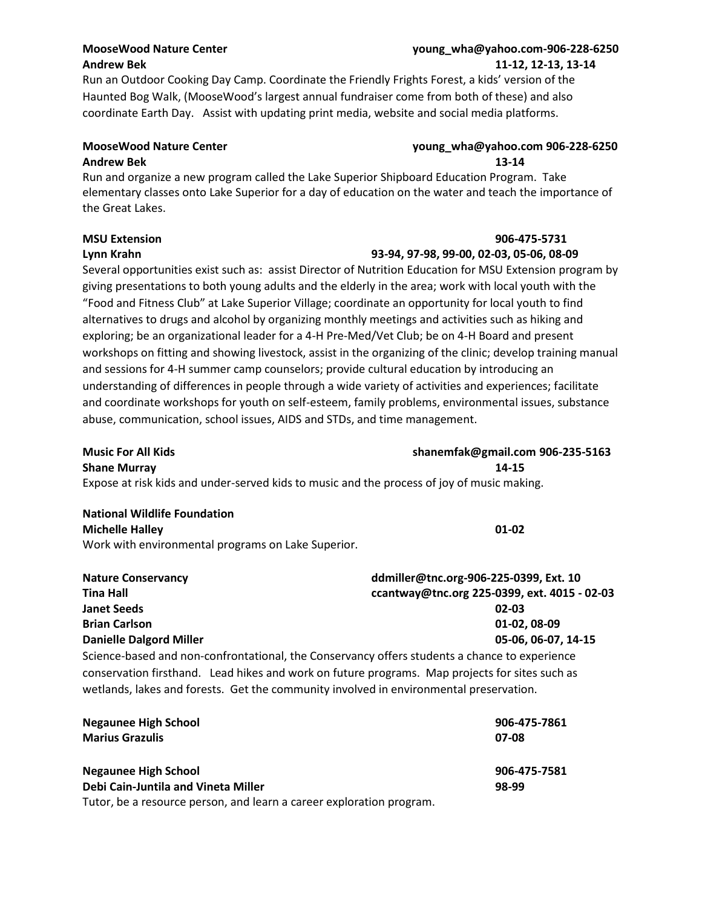**MooseWood Nature Center** young_wha@yahoo.com-906-228-6250
**Andrew Bek** 11-12, 12-13, 13-14

Run an Outdoor Cooking Day Camp. Coordinate the Friendly Frights Forest, a kids' version of the Haunted Bog Walk, (MooseWood's largest annual fundraiser come from both of these) and also coordinate Earth Day. Assist with updating print media, website and social media platforms.

**MooseWood Nature Center** young_wha@yahoo.com 906-228-6250
**Andrew Bek** 13-14

Run and organize a new program called the Lake Superior Shipboard Education Program. Take elementary classes onto Lake Superior for a day of education on the water and teach the importance of the Great Lakes.

**MSU Extension** 906-475-5731
**Lynn Krahn** 93-94, 97-98, 99-00, 02-03, 05-06, 08-09

Several opportunities exist such as: assist Director of Nutrition Education for MSU Extension program by giving presentations to both young adults and the elderly in the area; work with local youth with the "Food and Fitness Club" at Lake Superior Village; coordinate an opportunity for local youth to find alternatives to drugs and alcohol by organizing monthly meetings and activities such as hiking and exploring; be an organizational leader for a 4-H Pre-Med/Vet Club; be on 4-H Board and present workshops on fitting and showing livestock, assist in the organizing of the clinic; develop training manual and sessions for 4-H summer camp counselors; provide cultural education by introducing an understanding of differences in people through a wide variety of activities and experiences; facilitate and coordinate workshops for youth on self-esteem, family problems, environmental issues, substance abuse, communication, school issues, AIDS and STDs, and time management.

**Music For All Kids** shanemfak@gmail.com 906-235-5163
**Shane Murray** 14-15

Expose at risk kids and under-served kids to music and the process of joy of music making.

**National Wildlife Foundation**
**Michelle Halley** 01-02

Work with environmental programs on Lake Superior.

**Nature Conservancy** ddmiller@tnc.org-906-225-0399, Ext. 10
**Tina Hall** ccantway@tnc.org 225-0399, ext. 4015 - 02-03
**Janet Seeds** 02-03
**Brian Carlson** 01-02, 08-09
**Danielle Dalgord Miller** 05-06, 06-07, 14-15

Science-based and non-confrontational, the Conservancy offers students a chance to experience conservation firsthand. Lead hikes and work on future programs. Map projects for sites such as wetlands, lakes and forests. Get the community involved in environmental preservation.

**Negaunee High School** 906-475-7861
**Marius Grazulis** 07-08

**Negaunee High School** 906-475-7581
**Debi Cain-Juntila and Vineta Miller** 98-99

Tutor, be a resource person, and learn a career exploration program.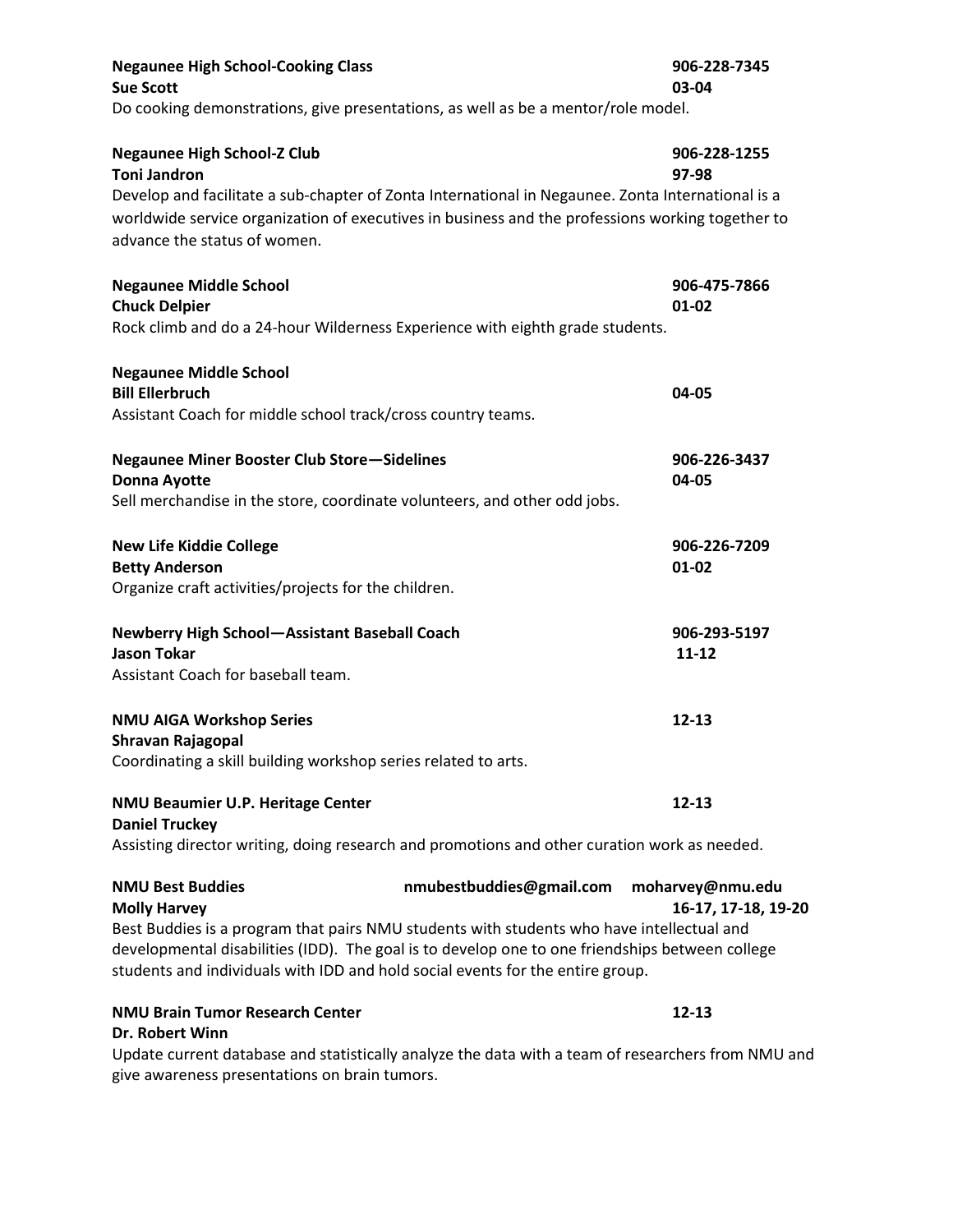**Negaunee High School-Cooking Class** **906-228-7345**
**Sue Scott** **03-04**
Do cooking demonstrations, give presentations, as well as be a mentor/role model.

**Negaunee High School-Z Club** **906-228-1255**
**Toni Jandron** **97-98**
Develop and facilitate a sub-chapter of Zonta International in Negaunee. Zonta International is a worldwide service organization of executives in business and the professions working together to advance the status of women.

**Negaunee Middle School** **906-475-7866**
**Chuck Delpier** **01-02**
Rock climb and do a 24-hour Wilderness Experience with eighth grade students.

**Negaunee Middle School**
**Bill Ellerbruch** **04-05**
Assistant Coach for middle school track/cross country teams.

**Negaunee Miner Booster Club Store—Sidelines** **906-226-3437**
**Donna Ayotte** **04-05**
Sell merchandise in the store, coordinate volunteers, and other odd jobs.

**New Life Kiddie College** **906-226-7209**
**Betty Anderson** **01-02**
Organize craft activities/projects for the children.

**Newberry High School—Assistant Baseball Coach** **906-293-5197**
**Jason Tokar** **11-12**
Assistant Coach for baseball team.

**NMU AIGA Workshop Series** **12-13**
**Shravan Rajagopal**
Coordinating a skill building workshop series related to arts.

**NMU Beaumier U.P. Heritage Center** **12-13**
**Daniel Truckey**
Assisting director writing, doing research and promotions and other curation work as needed.

**NMU Best Buddies** **nmubestbuddies@gmail.com** **moharvey@nmu.edu**
**Molly Harvey** **16-17, 17-18, 19-20**
Best Buddies is a program that pairs NMU students with students who have intellectual and developmental disabilities (IDD). The goal is to develop one to one friendships between college students and individuals with IDD and hold social events for the entire group.

**NMU Brain Tumor Research Center** **12-13**
**Dr. Robert Winn**
Update current database and statistically analyze the data with a team of researchers from NMU and give awareness presentations on brain tumors.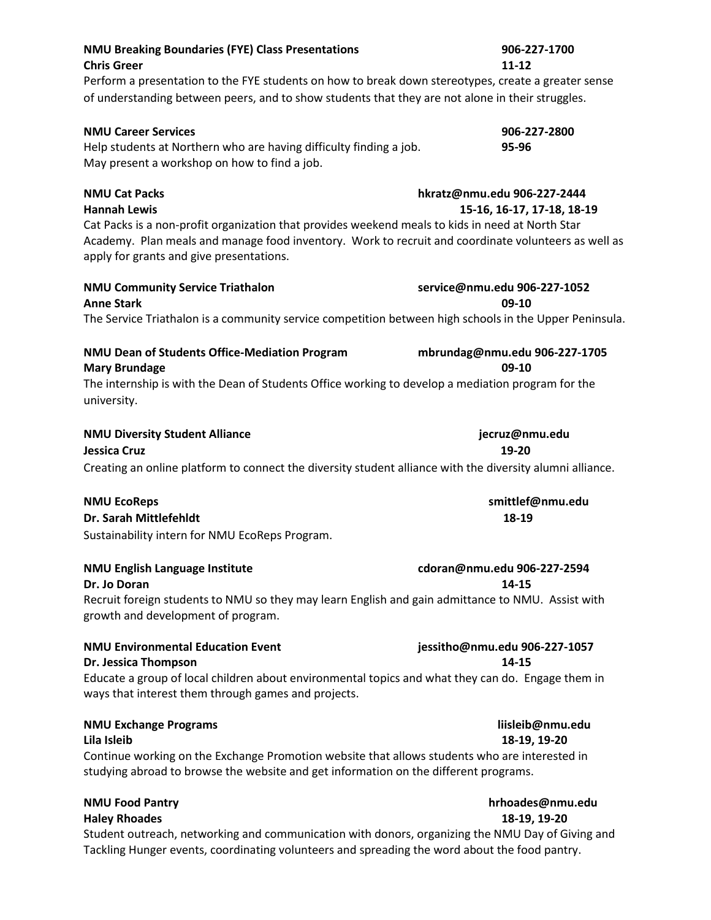**NMU Breaking Boundaries (FYE) Class Presentations** **906-227-1700**
**Chris Greer** **11-12**
Perform a presentation to the FYE students on how to break down stereotypes, create a greater sense of understanding between peers, and to show students that they are not alone in their struggles.

**NMU Career Services** **906-227-2800**
Help students at Northern who are having difficulty finding a job. **95-96**
May present a workshop on how to find a job.

**NMU Cat Packs** **hkratz@nmu.edu 906-227-2444**
**Hannah Lewis** **15-16, 16-17, 17-18, 18-19**
Cat Packs is a non-profit organization that provides weekend meals to kids in need at North Star Academy. Plan meals and manage food inventory. Work to recruit and coordinate volunteers as well as apply for grants and give presentations.

**NMU Community Service Triathalon** **service@nmu.edu 906-227-1052**
**Anne Stark** **09-10**
The Service Triathalon is a community service competition between high schools in the Upper Peninsula.

**NMU Dean of Students Office-Mediation Program** **mbrundag@nmu.edu 906-227-1705**
**Mary Brundage** **09-10**
The internship is with the Dean of Students Office working to develop a mediation program for the university.

**NMU Diversity Student Alliance** **jecruz@nmu.edu**
**Jessica Cruz** **19-20**
Creating an online platform to connect the diversity student alliance with the diversity alumni alliance.

**NMU EcoReps** **smittlef@nmu.edu**
**Dr. Sarah Mittlefehldt** **18-19**
Sustainability intern for NMU EcoReps Program.

**NMU English Language Institute** **cdoran@nmu.edu 906-227-2594**
**Dr. Jo Doran** **14-15**
Recruit foreign students to NMU so they may learn English and gain admittance to NMU. Assist with growth and development of program.

**NMU Environmental Education Event** **jessitho@nmu.edu 906-227-1057**
**Dr. Jessica Thompson** **14-15**
Educate a group of local children about environmental topics and what they can do. Engage them in ways that interest them through games and projects.

**NMU Exchange Programs** **liisleib@nmu.edu**
**Lila Isleib** **18-19, 19-20**
Continue working on the Exchange Promotion website that allows students who are interested in studying abroad to browse the website and get information on the different programs.

**NMU Food Pantry** **hrhoades@nmu.edu**
**Haley Rhoades** **18-19, 19-20**
Student outreach, networking and communication with donors, organizing the NMU Day of Giving and Tackling Hunger events, coordinating volunteers and spreading the word about the food pantry.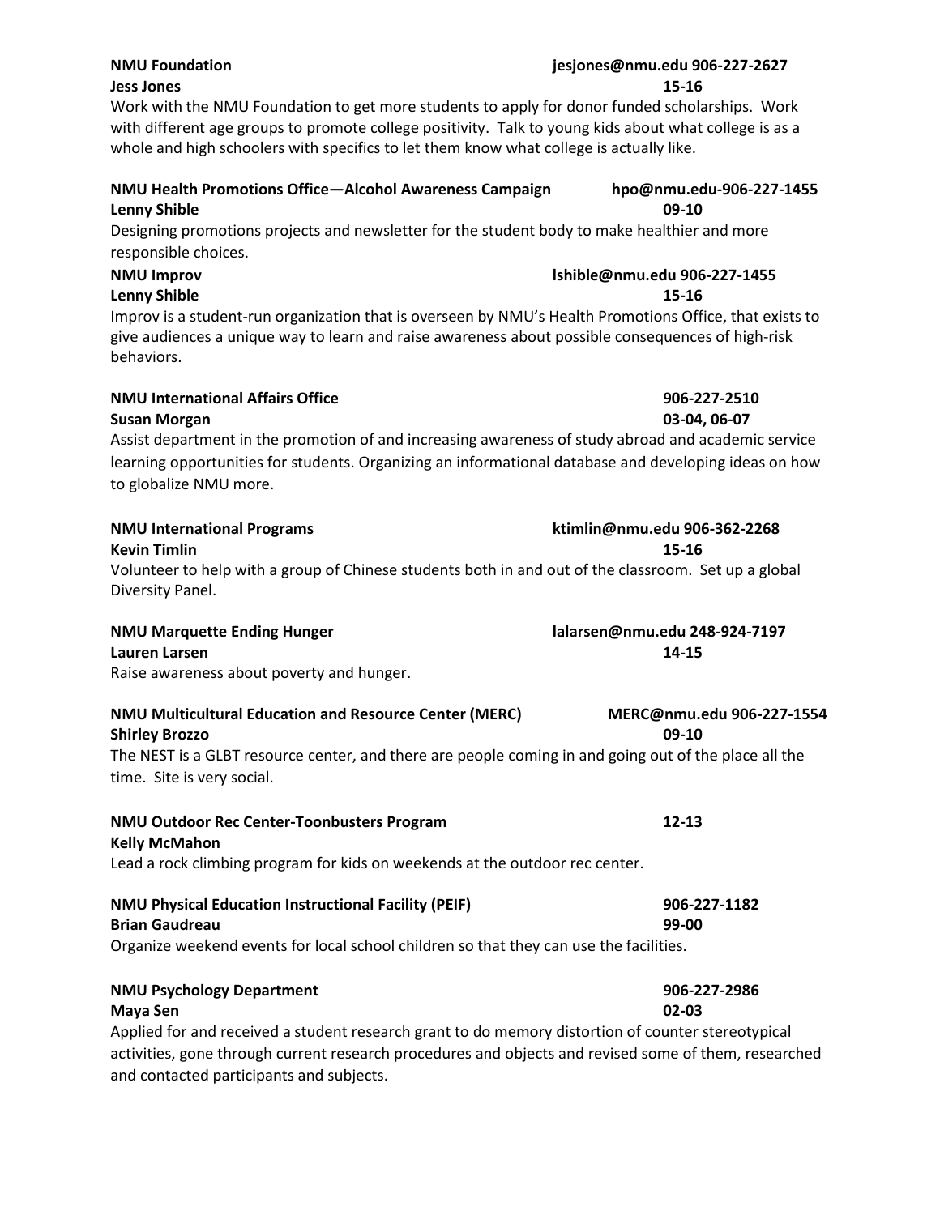**NMU Foundation** **jesjones@nmu.edu 906-227-2627**
**Jess Jones** **15-16**
Work with the NMU Foundation to get more students to apply for donor funded scholarships. Work with different age groups to promote college positivity. Talk to young kids about what college is as a whole and high schoolers with specifics to let them know what college is actually like.

**NMU Health Promotions Office—Alcohol Awareness Campaign** **hpo@nmu.edu-906-227-1455**
**Lenny Shible** **09-10**
Designing promotions projects and newsletter for the student body to make healthier and more responsible choices.

**NMU Improv** **lshible@nmu.edu 906-227-1455**
**Lenny Shible** **15-16**
Improv is a student-run organization that is overseen by NMU's Health Promotions Office, that exists to give audiences a unique way to learn and raise awareness about possible consequences of high-risk behaviors.

**NMU International Affairs Office** **906-227-2510**
**Susan Morgan** **03-04, 06-07**
Assist department in the promotion of and increasing awareness of study abroad and academic service learning opportunities for students. Organizing an informational database and developing ideas on how to globalize NMU more.

**NMU International Programs** **ktimlin@nmu.edu 906-362-2268**
**Kevin Timlin** **15-16**
Volunteer to help with a group of Chinese students both in and out of the classroom. Set up a global Diversity Panel.

**NMU Marquette Ending Hunger** **lalarsen@nmu.edu 248-924-7197**
**Lauren Larsen** **14-15**
Raise awareness about poverty and hunger.

**NMU Multicultural Education and Resource Center (MERC)** **MERC@nmu.edu 906-227-1554**
**Shirley Brozzo** **09-10**
The NEST is a GLBT resource center, and there are people coming in and going out of the place all the time. Site is very social.

**NMU Outdoor Rec Center-Toonbusters Program** **12-13**
**Kelly McMahon**
Lead a rock climbing program for kids on weekends at the outdoor rec center.

**NMU Physical Education Instructional Facility (PEIF)** **906-227-1182**
**Brian Gaudreau** **99-00**
Organize weekend events for local school children so that they can use the facilities.

**NMU Psychology Department** **906-227-2986**
**Maya Sen** **02-03**
Applied for and received a student research grant to do memory distortion of counter stereotypical activities, gone through current research procedures and objects and revised some of them, researched and contacted participants and subjects.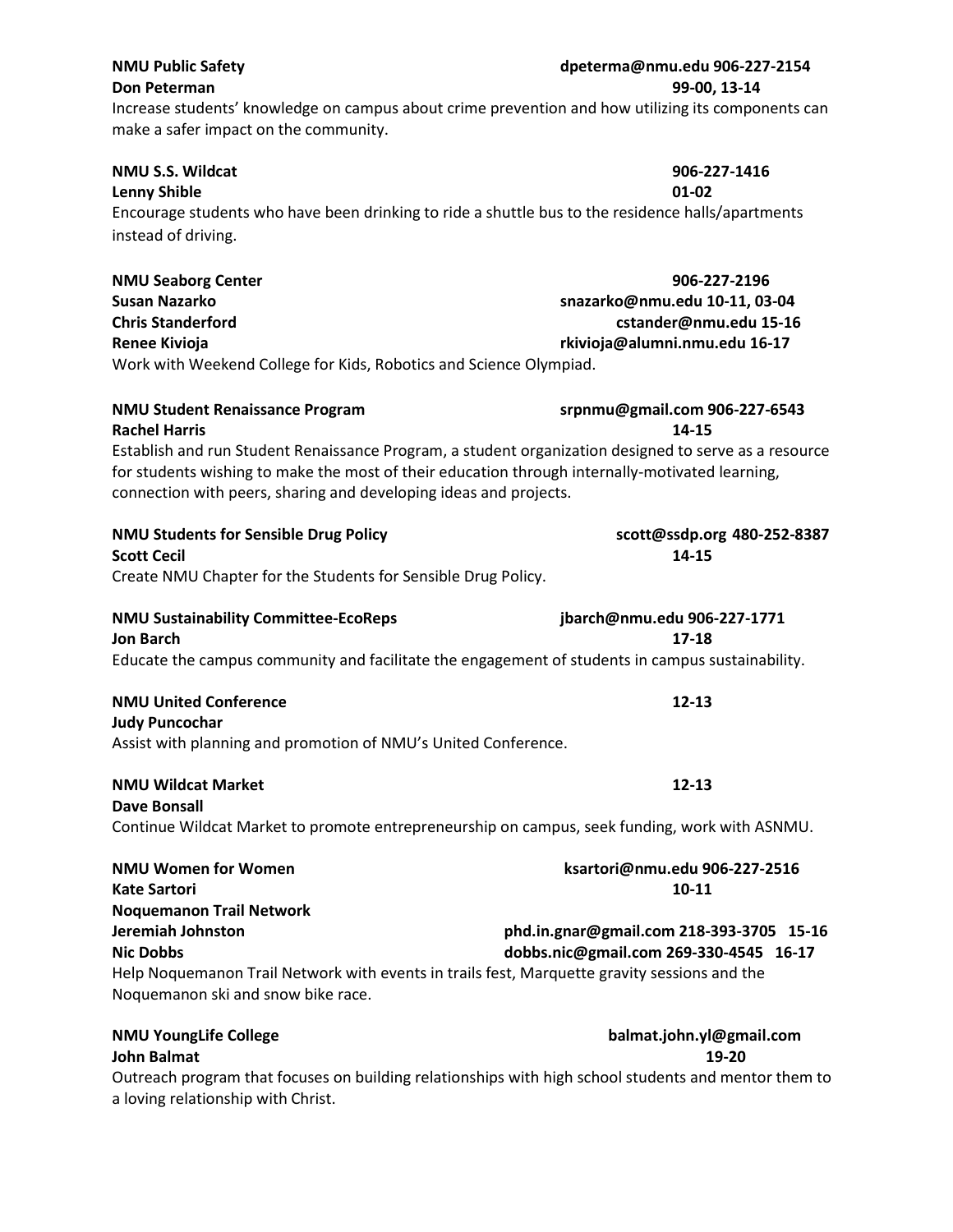**NMU Public Safety** **dpeterma@nmu.edu 906-227-2154**
**Don Peterman** **99-00, 13-14**
Increase students' knowledge on campus about crime prevention and how utilizing its components can make a safer impact on the community.

**NMU S.S. Wildcat** **906-227-1416**
**Lenny Shible** **01-02**
Encourage students who have been drinking to ride a shuttle bus to the residence halls/apartments instead of driving.

**NMU Seaborg Center** **906-227-2196**
**Susan Nazarko** **snazarko@nmu.edu 10-11, 03-04**
**Chris Standerford** **cstander@nmu.edu 15-16**
**Renee Kivioja** **rkivioja@alumni.nmu.edu 16-17**
Work with Weekend College for Kids, Robotics and Science Olympiad.

**NMU Student Renaissance Program** **srpnmu@gmail.com 906-227-6543**
**Rachel Harris** **14-15**
Establish and run Student Renaissance Program, a student organization designed to serve as a resource for students wishing to make the most of their education through internally-motivated learning, connection with peers, sharing and developing ideas and projects.

**NMU Students for Sensible Drug Policy** **scott@ssdp.org 480-252-8387**
**Scott Cecil** **14-15**
Create NMU Chapter for the Students for Sensible Drug Policy.

**NMU Sustainability Committee-EcoReps** **jbarch@nmu.edu 906-227-1771**
**Jon Barch** **17-18**
Educate the campus community and facilitate the engagement of students in campus sustainability.

**NMU United Conference** **12-13**
**Judy Puncochar**
Assist with planning and promotion of NMU's United Conference.

**NMU Wildcat Market** **12-13**
**Dave Bonsall**
Continue Wildcat Market to promote entrepreneurship on campus, seek funding, work with ASNMU.

**NMU Women for Women** **ksartori@nmu.edu 906-227-2516**
**Kate Sartori** **10-11**

**Noquemanon Trail Network**
**Jeremiah Johnston** **phd.in.gnar@gmail.com 218-393-3705 15-16**
**Nic Dobbs** **dobbs.nic@gmail.com 269-330-4545 16-17**
Help Noquemanon Trail Network with events in trails fest, Marquette gravity sessions and the Noquemanon ski and snow bike race.

**NMU YoungLife College** **balmat.john.yl@gmail.com**
**John Balmat** **19-20**
Outreach program that focuses on building relationships with high school students and mentor them to a loving relationship with Christ.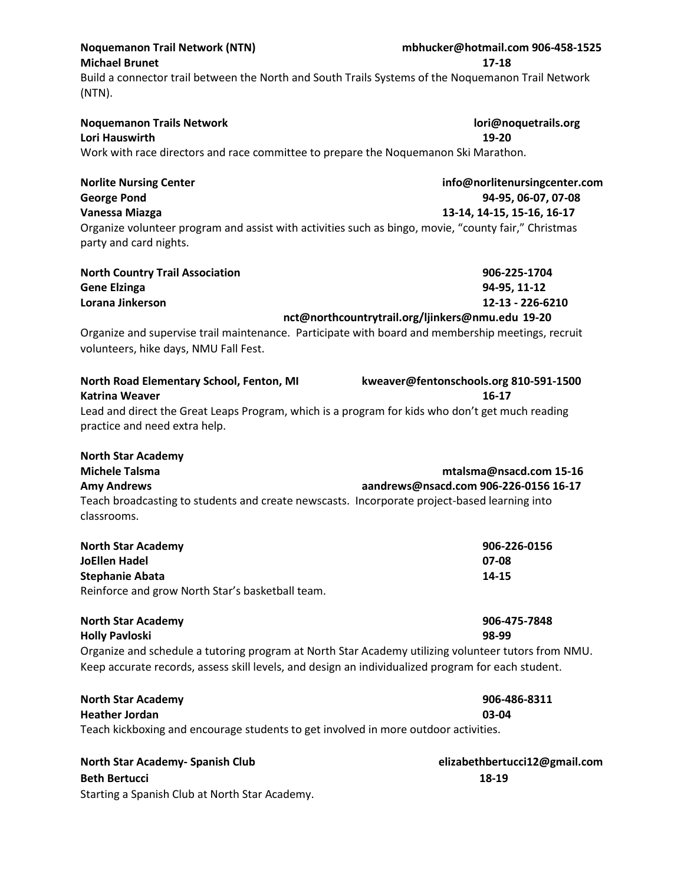**Noquemanon Trail Network (NTN)** **mbhucker@hotmail.com 906-458-1525**
**Michael Brunet** **17-18**
Build a connector trail between the North and South Trails Systems of the Noquemanon Trail Network (NTN).

**Noquemanon Trails Network** **lori@noquetrails.org**
**Lori Hauswirth** **19-20**
Work with race directors and race committee to prepare the Noquemanon Ski Marathon.

**Norlite Nursing Center** **info@norlitenursingcenter.com**
**George Pond** **94-95, 06-07, 07-08**
**Vanessa Miazga** **13-14, 14-15, 15-16, 16-17**
Organize volunteer program and assist with activities such as bingo, movie, "county fair," Christmas party and card nights.

**North Country Trail Association** **906-225-1704**
**Gene Elzinga** **94-95, 11-12**
**Lorana Jinkerson** **12-13 - 226-6210**
**nct@northcountrytrail.org/ljinkers@nmu.edu 19-20**
Organize and supervise trail maintenance. Participate with board and membership meetings, recruit volunteers, hike days, NMU Fall Fest.

**North Road Elementary School, Fenton, MI** **kweaver@fentonschools.org 810-591-1500**
**Katrina Weaver** **16-17**
Lead and direct the Great Leaps Program, which is a program for kids who don't get much reading practice and need extra help.

**North Star Academy**
**Michele Talsma** **mtalsma@nsacd.com 15-16**
**Amy Andrews** **aandrews@nsacd.com 906-226-0156 16-17**
Teach broadcasting to students and create newscasts. Incorporate project-based learning into classrooms.

**North Star Academy** **906-226-0156**
**JoEllen Hadel** **07-08**
**Stephanie Abata** **14-15**
Reinforce and grow North Star's basketball team.

**North Star Academy** **906-475-7848**
**Holly Pavloski** **98-99**
Organize and schedule a tutoring program at North Star Academy utilizing volunteer tutors from NMU. Keep accurate records, assess skill levels, and design an individualized program for each student.

**North Star Academy** **906-486-8311**
**Heather Jordan** **03-04**
Teach kickboxing and encourage students to get involved in more outdoor activities.

**North Star Academy- Spanish Club** **elizabethbertucci12@gmail.com**
**Beth Bertucci** **18-19**
Starting a Spanish Club at North Star Academy.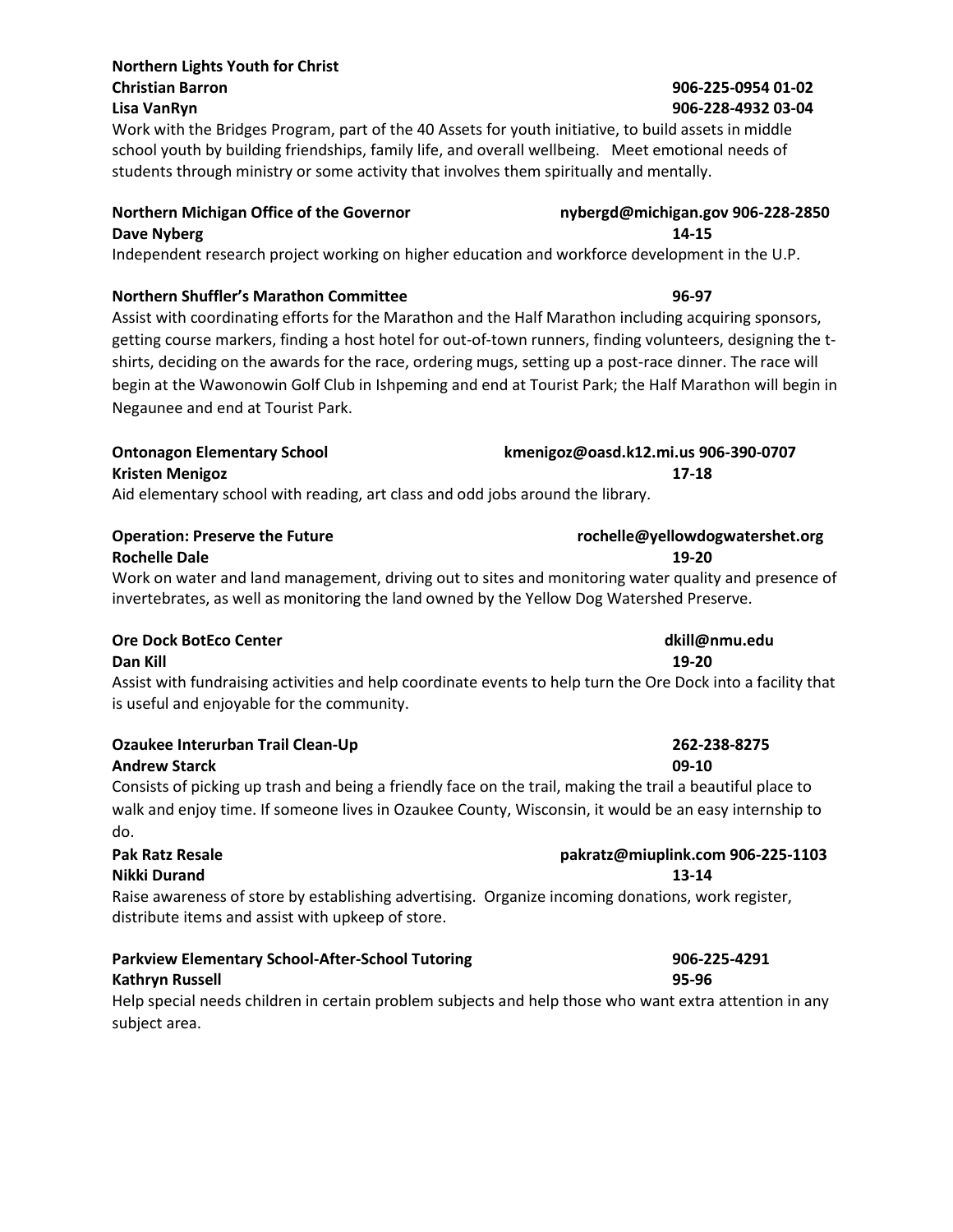**Northern Lights Youth for Christ**
**Christian Barron** **906-225-0954 01-02**
**Lisa VanRyn** **906-228-4932 03-04**
Work with the Bridges Program, part of the 40 Assets for youth initiative, to build assets in middle school youth by building friendships, family life, and overall wellbeing. Meet emotional needs of students through ministry or some activity that involves them spiritually and mentally.

**Northern Michigan Office of the Governor** **nybergd@michigan.gov 906-228-2850**
**Dave Nyberg** **14-15**
Independent research project working on higher education and workforce development in the U.P.

**Northern Shuffler's Marathon Committee** **96-97**
Assist with coordinating efforts for the Marathon and the Half Marathon including acquiring sponsors, getting course markers, finding a host hotel for out-of-town runners, finding volunteers, designing the t-shirts, deciding on the awards for the race, ordering mugs, setting up a post-race dinner. The race will begin at the Wawonowin Golf Club in Ishpeming and end at Tourist Park; the Half Marathon will begin in Negaunee and end at Tourist Park.

**Ontonagon Elementary School** **kmenigoz@oasd.k12.mi.us 906-390-0707**
**Kristen Menigoz** **17-18**
Aid elementary school with reading, art class and odd jobs around the library.

**Operation: Preserve the Future** **rochelle@yellowdogwatershet.org**
**Rochelle Dale** **19-20**
Work on water and land management, driving out to sites and monitoring water quality and presence of invertebrates, as well as monitoring the land owned by the Yellow Dog Watershed Preserve.

**Ore Dock BotEco Center** **dkill@nmu.edu**
**Dan Kill** **19-20**
Assist with fundraising activities and help coordinate events to help turn the Ore Dock into a facility that is useful and enjoyable for the community.

**Ozaukee Interurban Trail Clean-Up** **262-238-8275**
**Andrew Starck** **09-10**
Consists of picking up trash and being a friendly face on the trail, making the trail a beautiful place to walk and enjoy time. If someone lives in Ozaukee County, Wisconsin, it would be an easy internship to do.

**Pak Ratz Resale** **pakratz@miuplink.com 906-225-1103**
**Nikki Durand** **13-14**
Raise awareness of store by establishing advertising. Organize incoming donations, work register, distribute items and assist with upkeep of store.

**Parkview Elementary School-After-School Tutoring** **906-225-4291**
**Kathryn Russell** **95-96**
Help special needs children in certain problem subjects and help those who want extra attention in any subject area.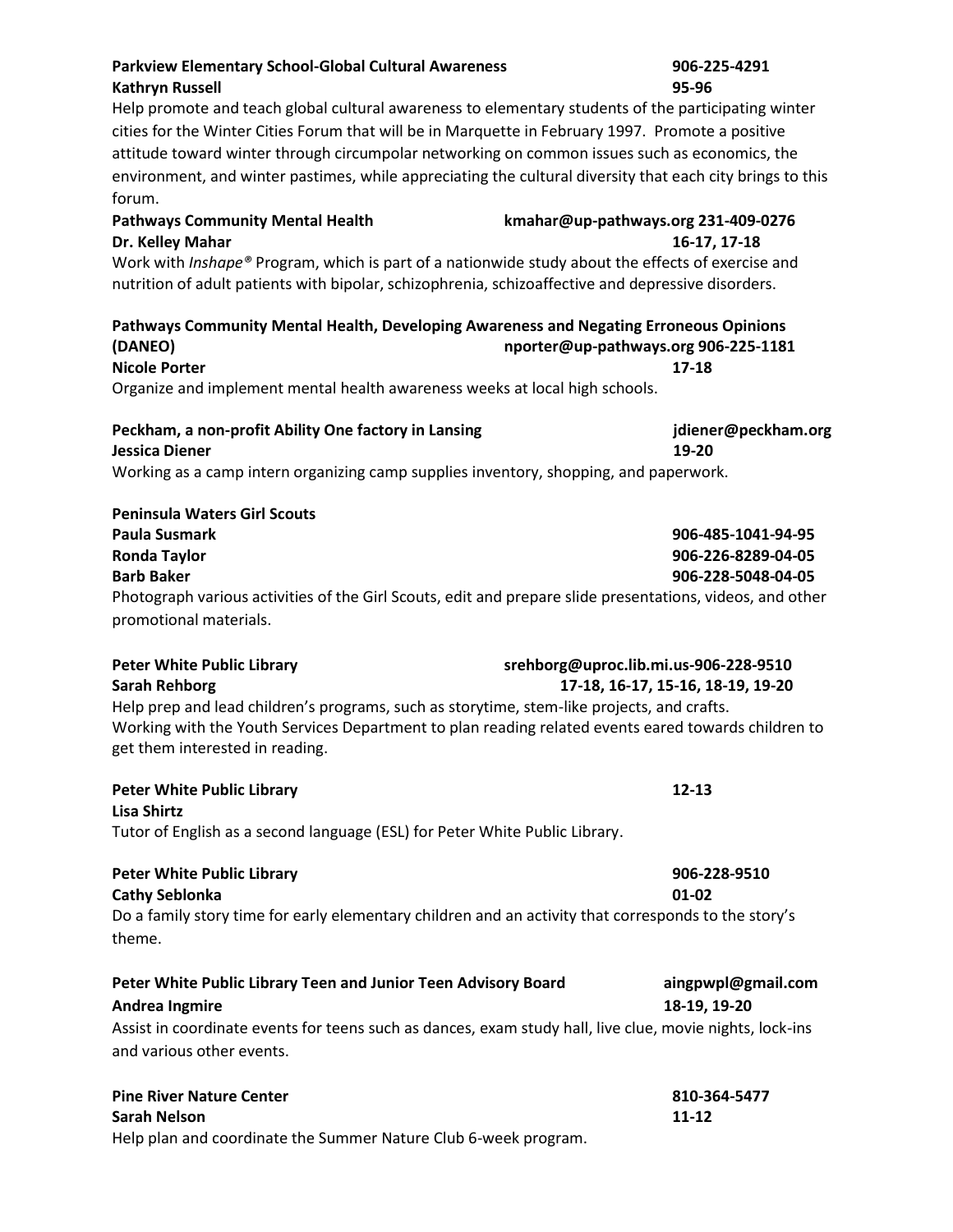**Parkview Elementary School-Global Cultural Awareness** **906-225-4291**
**Kathryn Russell** **95-96**
Help promote and teach global cultural awareness to elementary students of the participating winter cities for the Winter Cities Forum that will be in Marquette in February 1997. Promote a positive attitude toward winter through circumpolar networking on common issues such as economics, the environment, and winter pastimes, while appreciating the cultural diversity that each city brings to this forum.

**Pathways Community Mental Health** **kmahar@up-pathways.org 231-409-0276**
**Dr. Kelley Mahar** **16-17, 17-18**
Work with *Inshape®* Program, which is part of a nationwide study about the effects of exercise and nutrition of adult patients with bipolar, schizophrenia, schizoaffective and depressive disorders.

**Pathways Community Mental Health, Developing Awareness and Negating Erroneous Opinions (DANEO)** **nporter@up-pathways.org 906-225-1181**
**Nicole Porter** **17-18**
Organize and implement mental health awareness weeks at local high schools.

**Peckham, a non-profit Ability One factory in Lansing** **jdiener@peckham.org**
**Jessica Diener** **19-20**
Working as a camp intern organizing camp supplies inventory, shopping, and paperwork.

**Peninsula Waters Girl Scouts**
**Paula Susmark** **906-485-1041-94-95**
**Ronda Taylor** **906-226-8289-04-05**
**Barb Baker** **906-228-5048-04-05**
Photograph various activities of the Girl Scouts, edit and prepare slide presentations, videos, and other promotional materials.

**Peter White Public Library** **srehborg@uproc.lib.mi.us-906-228-9510**
**Sarah Rehborg** **17-18, 16-17, 15-16, 18-19, 19-20**
Help prep and lead children's programs, such as storytime, stem-like projects, and crafts.
Working with the Youth Services Department to plan reading related events eared towards children to get them interested in reading.

**Peter White Public Library** **12-13**
**Lisa Shirtz**
Tutor of English as a second language (ESL) for Peter White Public Library.

**Peter White Public Library** **906-228-9510**
**Cathy Seblonka** **01-02**
Do a family story time for early elementary children and an activity that corresponds to the story's theme.

**Peter White Public Library Teen and Junior Teen Advisory Board** **aingpwpl@gmail.com**
**Andrea Ingmire** **18-19, 19-20**
Assist in coordinate events for teens such as dances, exam study hall, live clue, movie nights, lock-ins and various other events.

**Pine River Nature Center** **810-364-5477**
**Sarah Nelson** **11-12**
Help plan and coordinate the Summer Nature Club 6-week program.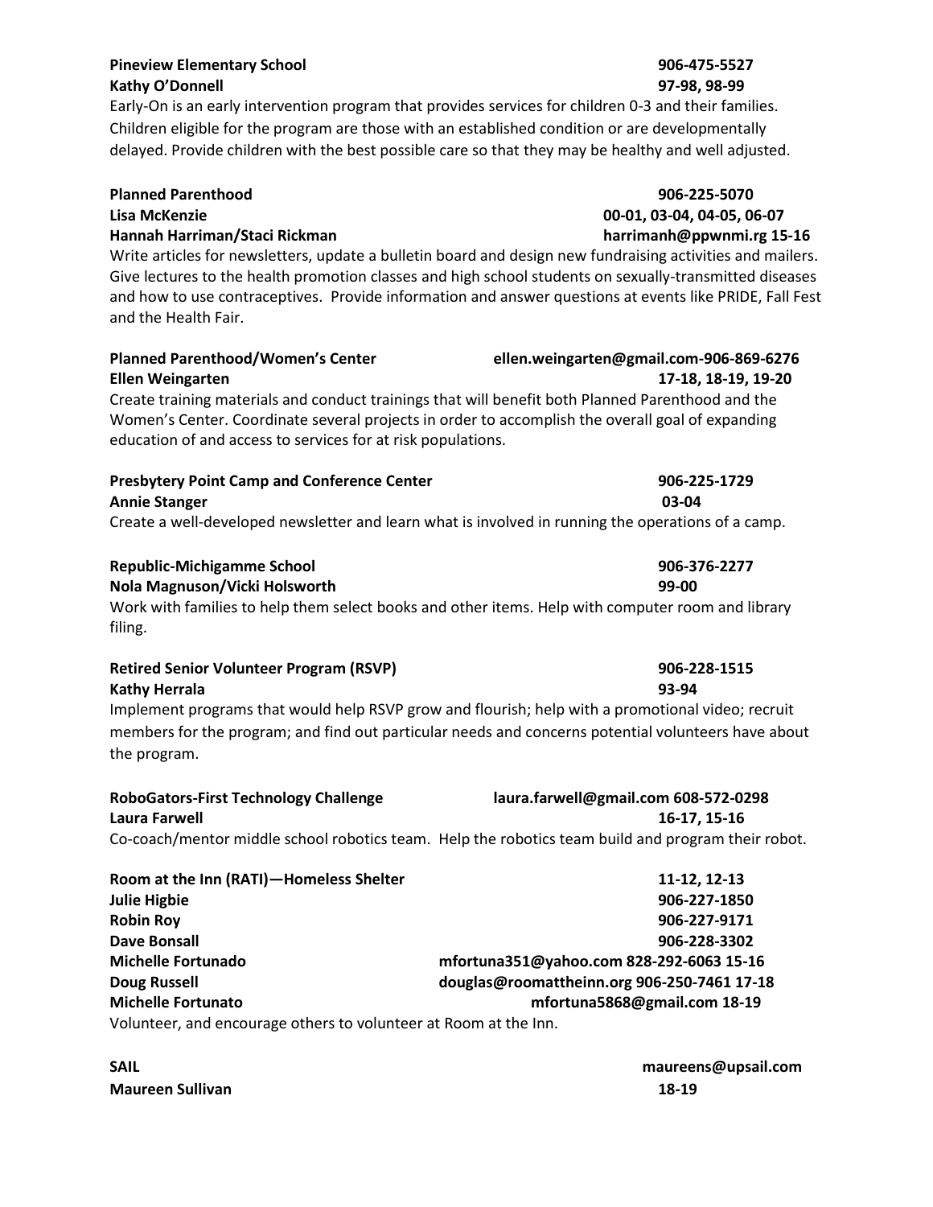**Pineview Elementary School** **906-475-5527**
**Kathy O'Donnell** **97-98, 98-99**

Early-On is an early intervention program that provides services for children 0-3 and their families. Children eligible for the program are those with an established condition or are developmentally delayed. Provide children with the best possible care so that they may be healthy and well adjusted.

**Planned Parenthood** **906-225-5070**
**Lisa McKenzie** **00-01, 03-04, 04-05, 06-07**
**Hannah Harriman/Staci Rickman** **harrimanh@ppwnmi.rg 15-16**

Write articles for newsletters, update a bulletin board and design new fundraising activities and mailers. Give lectures to the health promotion classes and high school students on sexually-transmitted diseases and how to use contraceptives. Provide information and answer questions at events like PRIDE, Fall Fest and the Health Fair.

**Planned Parenthood/Women's Center** **ellen.weingarten@gmail.com-906-869-6276**
**Ellen Weingarten** **17-18, 18-19, 19-20**

Create training materials and conduct trainings that will benefit both Planned Parenthood and the Women's Center. Coordinate several projects in order to accomplish the overall goal of expanding education of and access to services for at risk populations.

**Presbytery Point Camp and Conference Center** **906-225-1729**
**Annie Stanger** **03-04**

Create a well-developed newsletter and learn what is involved in running the operations of a camp.

**Republic-Michigamme School** **906-376-2277**
**Nola Magnuson/Vicki Holsworth** **99-00**

Work with families to help them select books and other items. Help with computer room and library filing.

**Retired Senior Volunteer Program (RSVP)** **906-228-1515**
**Kathy Herrala** **93-94**

Implement programs that would help RSVP grow and flourish; help with a promotional video; recruit members for the program; and find out particular needs and concerns potential volunteers have about the program.

**RoboGators-First Technology Challenge** **laura.farwell@gmail.com 608-572-0298**
**Laura Farwell** **16-17, 15-16**

Co-coach/mentor middle school robotics team. Help the robotics team build and program their robot.

**Room at the Inn (RATI)—Homeless Shelter** **11-12, 12-13**
**Julie Higbie** **906-227-1850**
**Robin Roy** **906-227-9171**
**Dave Bonsall** **906-228-3302**
**Michelle Fortunado** **mfortuna351@yahoo.com 828-292-6063 15-16**
**Doug Russell** **douglas@roomattheinn.org 906-250-7461 17-18**
**Michelle Fortunato** **mfortuna5868@gmail.com 18-19**

Volunteer, and encourage others to volunteer at Room at the Inn.

**SAIL** **maureens@upsail.com**
**Maureen Sullivan** **18-19**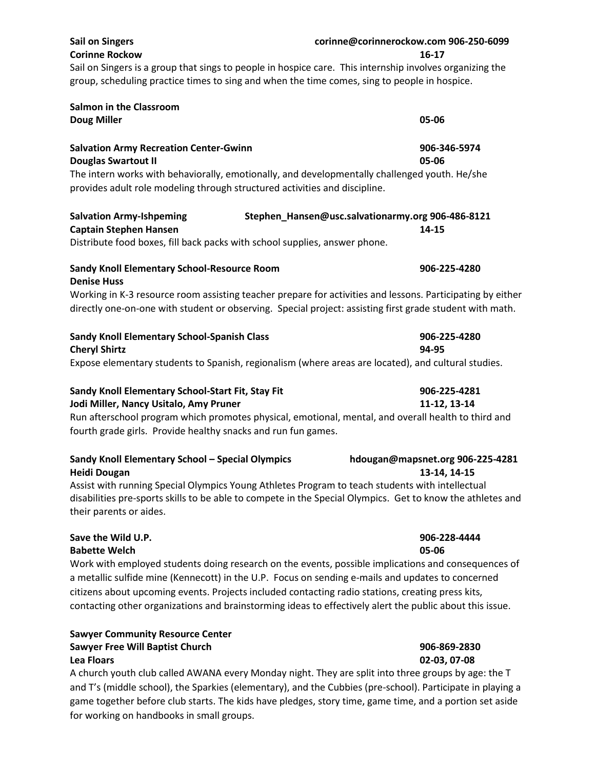**Sail on Singers** corinne@corinnerockow.com 906-250-6099
**Corinne Rockow** **16-17**
Sail on Singers is a group that sings to people in hospice care. This internship involves organizing the group, scheduling practice times to sing and when the time comes, sing to people in hospice.

**Salmon in the Classroom**
**Doug Miller** **05-06**

**Salvation Army Recreation Center-Gwinn** **906-346-5974**
**Douglas Swartout II** **05-06**
The intern works with behaviorally, emotionally, and developmentally challenged youth. He/she provides adult role modeling through structured activities and discipline.

**Salvation Army-Ishpeming** **Stephen_Hansen@usc.salvationarmy.org 906-486-8121**
**Captain Stephen Hansen** **14-15**
Distribute food boxes, fill back packs with school supplies, answer phone.

**Sandy Knoll Elementary School-Resource Room** **906-225-4280**
**Denise Huss**
Working in K-3 resource room assisting teacher prepare for activities and lessons. Participating by either directly one-on-one with student or observing. Special project: assisting first grade student with math.

**Sandy Knoll Elementary School-Spanish Class** **906-225-4280**
**Cheryl Shirtz** **94-95**
Expose elementary students to Spanish, regionalism (where areas are located), and cultural studies.

**Sandy Knoll Elementary School-Start Fit, Stay Fit** **906-225-4281**
**Jodi Miller, Nancy Usitalo, Amy Pruner** **11-12, 13-14**
Run afterschool program which promotes physical, emotional, mental, and overall health to third and fourth grade girls. Provide healthy snacks and run fun games.

**Sandy Knoll Elementary School – Special Olympics** **hdougan@mapsnet.org 906-225-4281**
**Heidi Dougan** **13-14, 14-15**
Assist with running Special Olympics Young Athletes Program to teach students with intellectual disabilities pre-sports skills to be able to compete in the Special Olympics. Get to know the athletes and their parents or aides.

**Save the Wild U.P.** **906-228-4444**
**Babette Welch** **05-06**
Work with employed students doing research on the events, possible implications and consequences of a metallic sulfide mine (Kennecott) in the U.P. Focus on sending e-mails and updates to concerned citizens about upcoming events. Projects included contacting radio stations, creating press kits, contacting other organizations and brainstorming ideas to effectively alert the public about this issue.

**Sawyer Community Resource Center**
**Sawyer Free Will Baptist Church** **906-869-2830**
**Lea Floars** **02-03, 07-08**
A church youth club called AWANA every Monday night. They are split into three groups by age: the T and T's (middle school), the Sparkies (elementary), and the Cubbies (pre-school). Participate in playing a game together before club starts. The kids have pledges, story time, game time, and a portion set aside for working on handbooks in small groups.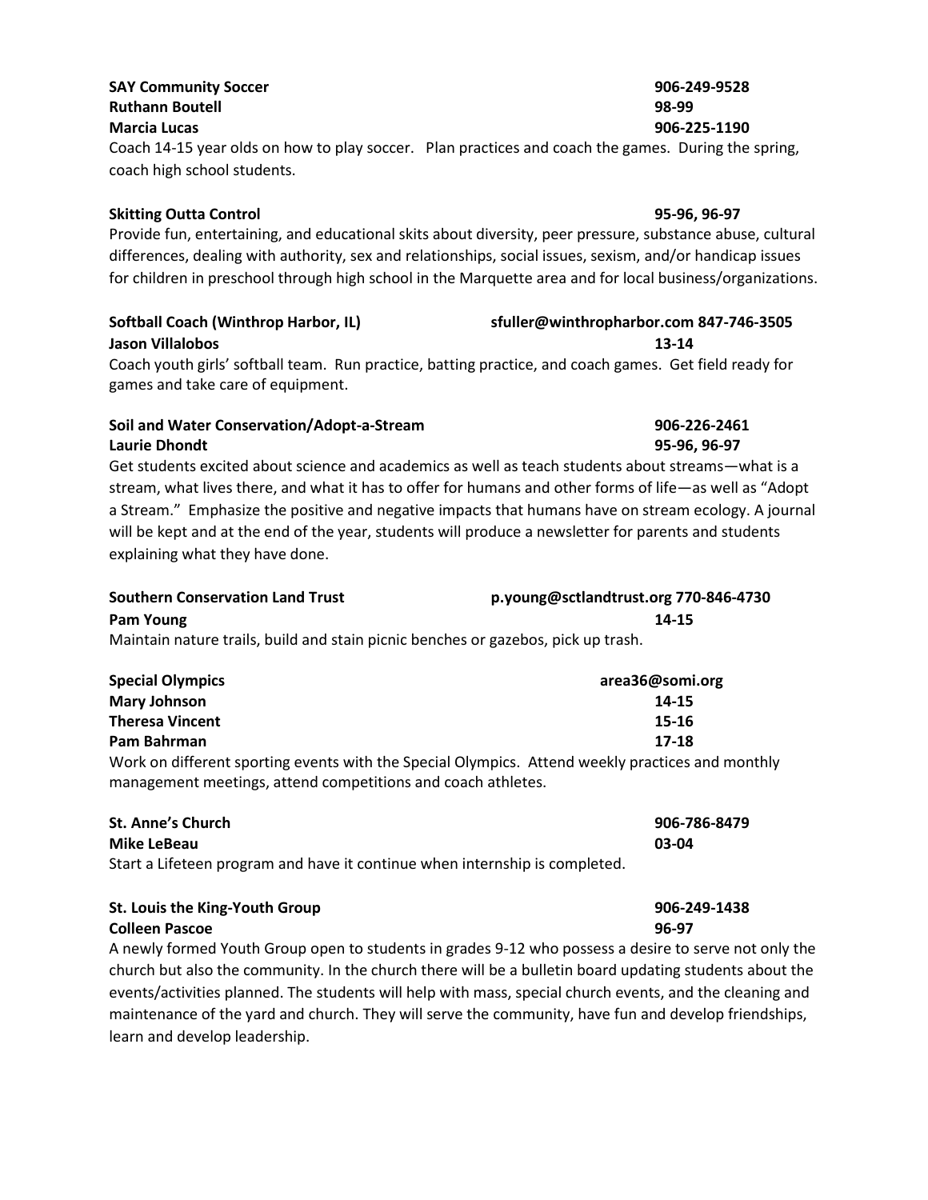**SAY Community Soccer** **906-249-9528**
**Ruthann Boutell** **98-99**
**Marcia Lucas** **906-225-1190**
Coach 14-15 year olds on how to play soccer. Plan practices and coach the games. During the spring, coach high school students.

**Skitting Outta Control** **95-96, 96-97**
Provide fun, entertaining, and educational skits about diversity, peer pressure, substance abuse, cultural differences, dealing with authority, sex and relationships, social issues, sexism, and/or handicap issues for children in preschool through high school in the Marquette area and for local business/organizations.

**Softball Coach (Winthrop Harbor, IL)** **sfuller@winthropharbor.com 847-746-3505**
**Jason Villalobos** **13-14**
Coach youth girls' softball team. Run practice, batting practice, and coach games. Get field ready for games and take care of equipment.

**Soil and Water Conservation/Adopt-a-Stream** **906-226-2461**
**Laurie Dhondt** **95-96, 96-97**
Get students excited about science and academics as well as teach students about streams—what is a stream, what lives there, and what it has to offer for humans and other forms of life—as well as "Adopt a Stream." Emphasize the positive and negative impacts that humans have on stream ecology. A journal will be kept and at the end of the year, students will produce a newsletter for parents and students explaining what they have done.

**Southern Conservation Land Trust** **p.young@sctlandtrust.org 770-846-4730**
**Pam Young** **14-15**
Maintain nature trails, build and stain picnic benches or gazebos, pick up trash.

**Special Olympics** **area36@somi.org**
**Mary Johnson** **14-15**
**Theresa Vincent** **15-16**
**Pam Bahrman** **17-18**
Work on different sporting events with the Special Olympics. Attend weekly practices and monthly management meetings, attend competitions and coach athletes.

**St. Anne's Church** **906-786-8479**
**Mike LeBeau** **03-04**
Start a Lifeteen program and have it continue when internship is completed.

**St. Louis the King-Youth Group** **906-249-1438**
**Colleen Pascoe** **96-97**
A newly formed Youth Group open to students in grades 9-12 who possess a desire to serve not only the church but also the community. In the church there will be a bulletin board updating students about the events/activities planned. The students will help with mass, special church events, and the cleaning and maintenance of the yard and church. They will serve the community, have fun and develop friendships, learn and develop leadership.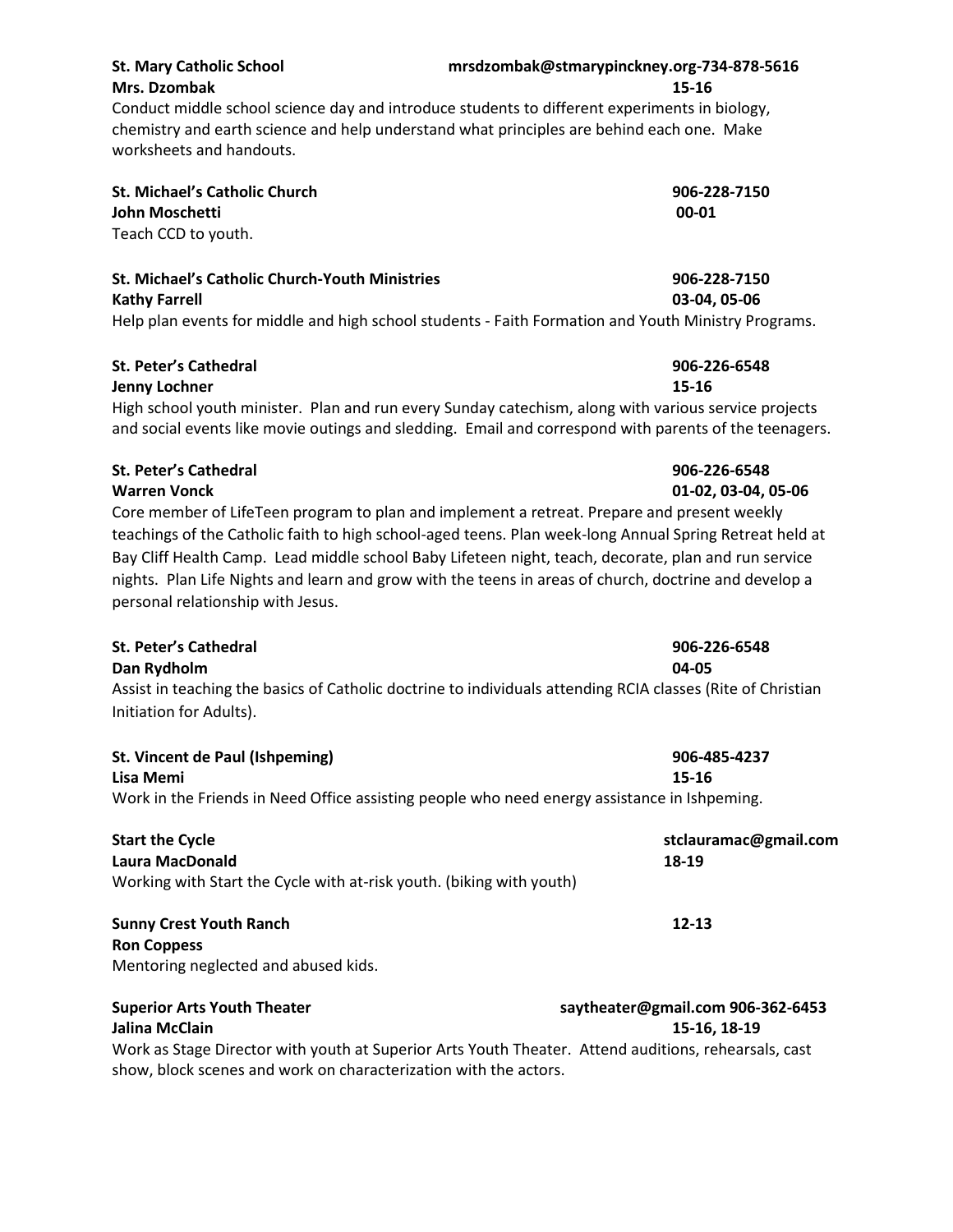**St. Mary Catholic School** **mrsdzombak@stmarypinckney.org-734-878-5616**
**Mrs. Dzombak** **15-16**
Conduct middle school science day and introduce students to different experiments in biology, chemistry and earth science and help understand what principles are behind each one. Make worksheets and handouts.

**St. Michael's Catholic Church** **906-228-7150**
**John Moschetti** **00-01**
Teach CCD to youth.

**St. Michael's Catholic Church-Youth Ministries** **906-228-7150**
**Kathy Farrell** **03-04, 05-06**
Help plan events for middle and high school students - Faith Formation and Youth Ministry Programs.

**St. Peter's Cathedral** **906-226-6548**
**Jenny Lochner** **15-16**
High school youth minister. Plan and run every Sunday catechism, along with various service projects and social events like movie outings and sledding. Email and correspond with parents of the teenagers.

**St. Peter's Cathedral** **906-226-6548**
**Warren Vonck** **01-02, 03-04, 05-06**
Core member of LifeTeen program to plan and implement a retreat. Prepare and present weekly teachings of the Catholic faith to high school-aged teens. Plan week-long Annual Spring Retreat held at Bay Cliff Health Camp. Lead middle school Baby Lifeteen night, teach, decorate, plan and run service nights. Plan Life Nights and learn and grow with the teens in areas of church, doctrine and develop a personal relationship with Jesus.

**St. Peter's Cathedral** **906-226-6548**
**Dan Rydholm** **04-05**
Assist in teaching the basics of Catholic doctrine to individuals attending RCIA classes (Rite of Christian Initiation for Adults).

**St. Vincent de Paul (Ishpeming)** **906-485-4237**
**Lisa Memi** **15-16**
Work in the Friends in Need Office assisting people who need energy assistance in Ishpeming.

**Start the Cycle** **stclauramac@gmail.com**
**Laura MacDonald** **18-19**
Working with Start the Cycle with at-risk youth. (biking with youth)

**Sunny Crest Youth Ranch** **12-13**
**Ron Coppess**
Mentoring neglected and abused kids.

**Superior Arts Youth Theater** **saytheater@gmail.com 906-362-6453**
**Jalina McClain** **15-16, 18-19**
Work as Stage Director with youth at Superior Arts Youth Theater. Attend auditions, rehearsals, cast show, block scenes and work on characterization with the actors.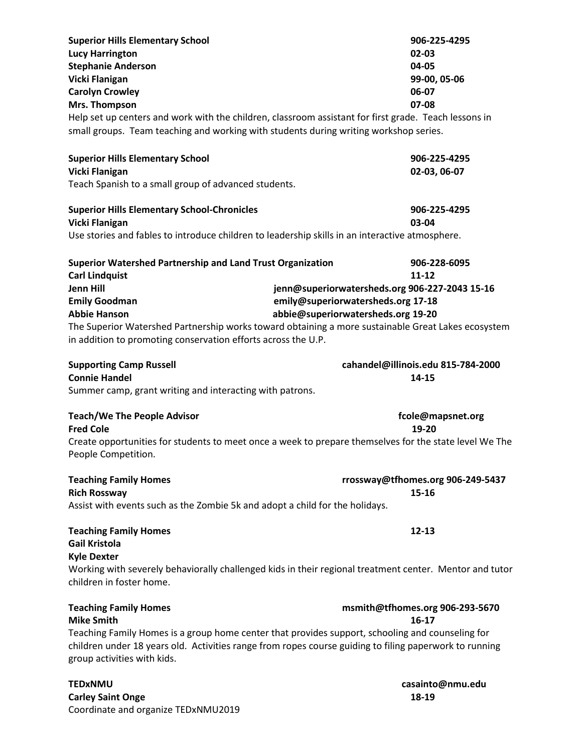**Superior Hills Elementary School** **906-225-4295**
**Lucy Harrington** **02-03**
**Stephanie Anderson** **04-05**
**Vicki Flanigan** **99-00, 05-06**
**Carolyn Crowley** **06-07**
**Mrs. Thompson** **07-08**
Help set up centers and work with the children, classroom assistant for first grade. Teach lessons in small groups. Team teaching and working with students during writing workshop series.

**Superior Hills Elementary School** **906-225-4295**
**Vicki Flanigan** **02-03, 06-07**
Teach Spanish to a small group of advanced students.

**Superior Hills Elementary School-Chronicles** **906-225-4295**
**Vicki Flanigan** **03-04**
Use stories and fables to introduce children to leadership skills in an interactive atmosphere.

**Superior Watershed Partnership and Land Trust Organization** **906-228-6095**
**Carl Lindquist** **11-12**
**Jenn Hill** **jenn@superiorwatersheds.org 906-227-2043 15-16**
**Emily Goodman** **emily@superiorwatersheds.org 17-18**
**Abbie Hanson** **abbie@superiorwatersheds.org 19-20**
The Superior Watershed Partnership works toward obtaining a more sustainable Great Lakes ecosystem in addition to promoting conservation efforts across the U.P.

**Supporting Camp Russell** **cahandel@illinois.edu 815-784-2000**
**Connie Handel** **14-15**
Summer camp, grant writing and interacting with patrons.

**Teach/We The People Advisor** **fcole@mapsnet.org**
**Fred Cole** **19-20**
Create opportunities for students to meet once a week to prepare themselves for the state level We The People Competition.

**Teaching Family Homes** **rrossway@tfhomes.org 906-249-5437**
**Rich Rossway** **15-16**
Assist with events such as the Zombie 5k and adopt a child for the holidays.

**Teaching Family Homes** **12-13**
**Gail Kristola**
**Kyle Dexter**
Working with severely behaviorally challenged kids in their regional treatment center. Mentor and tutor children in foster home.

**Teaching Family Homes** **msmith@tfhomes.org 906-293-5670**
**Mike Smith** **16-17**
Teaching Family Homes is a group home center that provides support, schooling and counseling for children under 18 years old. Activities range from ropes course guiding to filing paperwork to running group activities with kids.

**TEDxNMU** **casainto@nmu.edu**
**Carley Saint Onge** **18-19**
Coordinate and organize TEDxNMU2019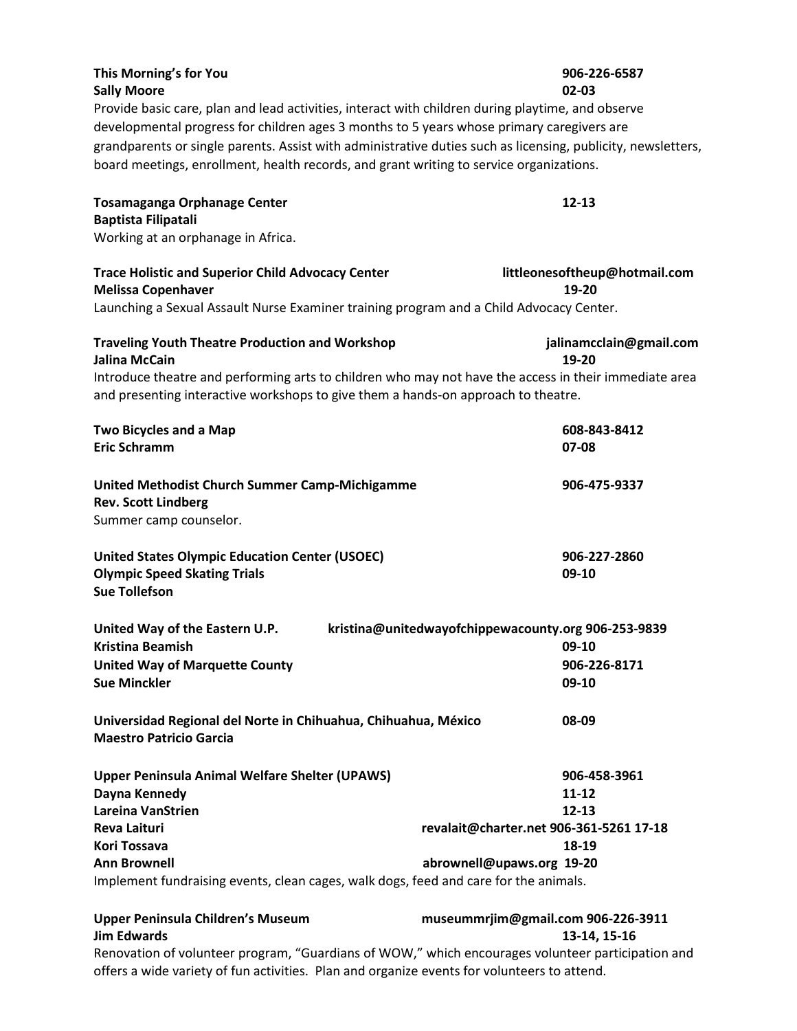**This Morning's for You** 906-226-6587
**Sally Moore** 02-03
Provide basic care, plan and lead activities, interact with children during playtime, and observe developmental progress for children ages 3 months to 5 years whose primary caregivers are grandparents or single parents. Assist with administrative duties such as licensing, publicity, newsletters, board meetings, enrollment, health records, and grant writing to service organizations.

**Tosamaganga Orphanage Center** 12-13
**Baptista Filipatali**
Working at an orphanage in Africa.

**Trace Holistic and Superior Child Advocacy Center** littleonesoftheup@hotmail.com
**Melissa Copenhaver** 19-20
Launching a Sexual Assault Nurse Examiner training program and a Child Advocacy Center.

**Traveling Youth Theatre Production and Workshop** jalinamcclain@gmail.com
**Jalina McCain** 19-20
Introduce theatre and performing arts to children who may not have the access in their immediate area and presenting interactive workshops to give them a hands-on approach to theatre.

**Two Bicycles and a Map** 608-843-8412
**Eric Schramm** 07-08

**United Methodist Church Summer Camp-Michigamme** 906-475-9337
**Rev. Scott Lindberg**
Summer camp counselor.

**United States Olympic Education Center (USOEC)** 906-227-2860
**Olympic Speed Skating Trials** 09-10
**Sue Tollefson**

**United Way of the Eastern U.P.** kristina@unitedwayofchippewacounty.org 906-253-9839
**Kristina Beamish** 09-10
**United Way of Marquette County** 906-226-8171
**Sue Minckler** 09-10

**Universidad Regional del Norte in Chihuahua, Chihuahua, México** 08-09
**Maestro Patricio Garcia**

**Upper Peninsula Animal Welfare Shelter (UPAWS)** 906-458-3961
**Dayna Kennedy** 11-12
**Lareina VanStrien** 12-13
**Reva Laituri** revalait@charter.net 906-361-5261 17-18
**Kori Tossava** 18-19
**Ann Brownell** abrownell@upaws.org 19-20
Implement fundraising events, clean cages, walk dogs, feed and care for the animals.

**Upper Peninsula Children's Museum** museummrjim@gmail.com 906-226-3911
**Jim Edwards** 13-14, 15-16
Renovation of volunteer program, "Guardians of WOW," which encourages volunteer participation and offers a wide variety of fun activities. Plan and organize events for volunteers to attend.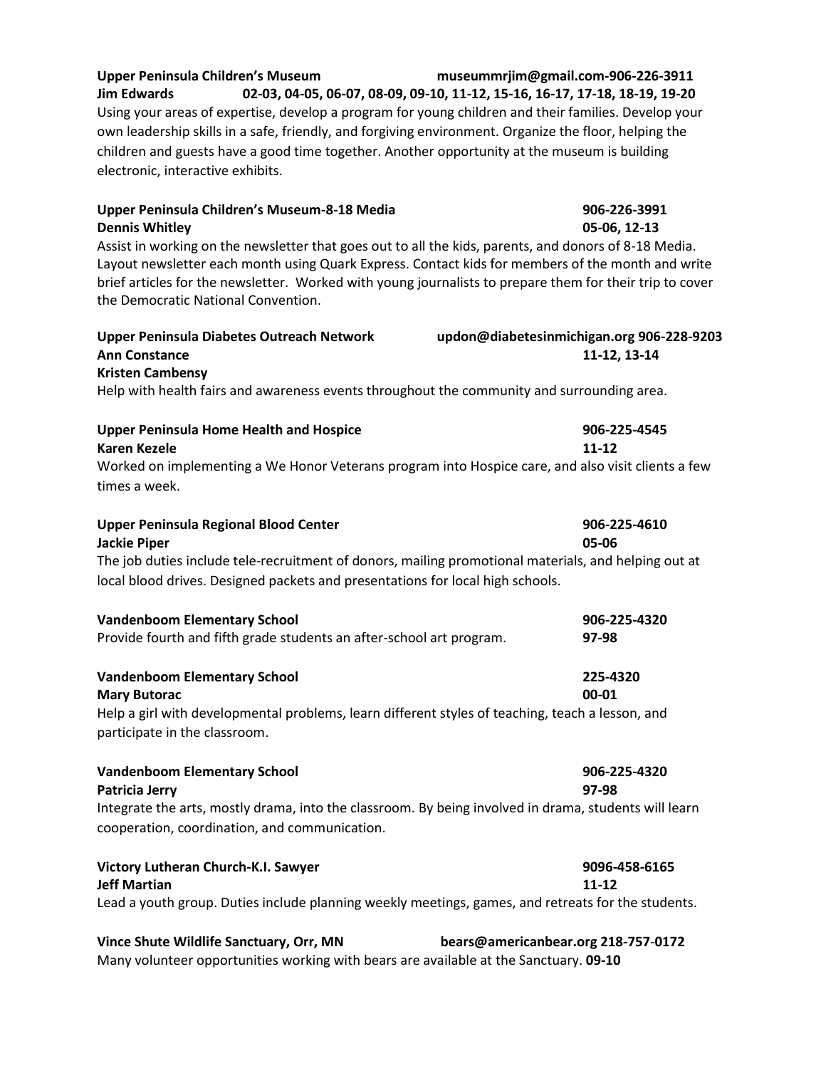**Upper Peninsula Children's Museum** **museummrjim@gmail.com-906-226-3911**
**Jim Edwards** **02-03, 04-05, 06-07, 08-09, 09-10, 11-12, 15-16, 16-17, 17-18, 18-19, 19-20**
Using your areas of expertise, develop a program for young children and their families. Develop your own leadership skills in a safe, friendly, and forgiving environment. Organize the floor, helping the children and guests have a good time together. Another opportunity at the museum is building electronic, interactive exhibits.

**Upper Peninsula Children's Museum-8-18 Media** **906-226-3991**
**Dennis Whitley** **05-06, 12-13**
Assist in working on the newsletter that goes out to all the kids, parents, and donors of 8-18 Media. Layout newsletter each month using Quark Express. Contact kids for members of the month and write brief articles for the newsletter. Worked with young journalists to prepare them for their trip to cover the Democratic National Convention.

**Upper Peninsula Diabetes Outreach Network** **updon@diabetesinmichigan.org 906-228-9203**
**Ann Constance** **11-12, 13-14**
**Kristen Cambensy**
Help with health fairs and awareness events throughout the community and surrounding area.

**Upper Peninsula Home Health and Hospice** **906-225-4545**
**Karen Kezele** **11-12**
Worked on implementing a We Honor Veterans program into Hospice care, and also visit clients a few times a week.

**Upper Peninsula Regional Blood Center** **906-225-4610**
**Jackie Piper** **05-06**
The job duties include tele-recruitment of donors, mailing promotional materials, and helping out at local blood drives. Designed packets and presentations for local high schools.

**Vandenboom Elementary School** **906-225-4320**
Provide fourth and fifth grade students an after-school art program. **97-98**

**Vandenboom Elementary School** **225-4320**
**Mary Butorac** **00-01**
Help a girl with developmental problems, learn different styles of teaching, teach a lesson, and participate in the classroom.

**Vandenboom Elementary School** **906-225-4320**
**Patricia Jerry** **97-98**
Integrate the arts, mostly drama, into the classroom. By being involved in drama, students will learn cooperation, coordination, and communication.

**Victory Lutheran Church-K.I. Sawyer** **9096-458-6165**
**Jeff Martian** **11-12**
Lead a youth group. Duties include planning weekly meetings, games, and retreats for the students.

**Vince Shute Wildlife Sanctuary, Orr, MN** **bears@americanbear.org 218-757-0172**
Many volunteer opportunities working with bears are available at the Sanctuary. **09-10**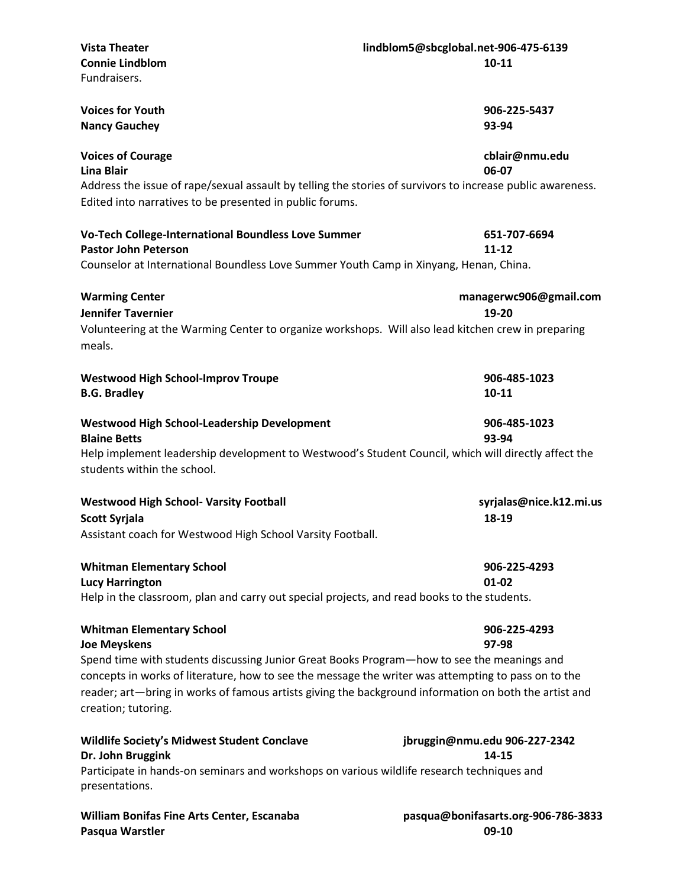**Vista Theater** lindblom5@sbcglobal.net-906-475-6139
**Connie Lindblom** 10-11
Fundraisers.

**Voices for Youth** 906-225-5437
**Nancy Gauchey** 93-94

**Voices of Courage** cblair@nmu.edu
**Lina Blair** 06-07
Address the issue of rape/sexual assault by telling the stories of survivors to increase public awareness. Edited into narratives to be presented in public forums.

**Vo-Tech College-International Boundless Love Summer** 651-707-6694
**Pastor John Peterson** 11-12
Counselor at International Boundless Love Summer Youth Camp in Xinyang, Henan, China.

**Warming Center** managerwc906@gmail.com
**Jennifer Tavernier** 19-20
Volunteering at the Warming Center to organize workshops. Will also lead kitchen crew in preparing meals.

**Westwood High School-Improv Troupe** 906-485-1023
**B.G. Bradley** 10-11

**Westwood High School-Leadership Development** 906-485-1023
**Blaine Betts** 93-94
Help implement leadership development to Westwood's Student Council, which will directly affect the students within the school.

**Westwood High School- Varsity Football** syrjalas@nice.k12.mi.us
**Scott Syrjala** 18-19
Assistant coach for Westwood High School Varsity Football.

**Whitman Elementary School** 906-225-4293
**Lucy Harrington** 01-02
Help in the classroom, plan and carry out special projects, and read books to the students.

**Whitman Elementary School** 906-225-4293
**Joe Meyskens** 97-98
Spend time with students discussing Junior Great Books Program—how to see the meanings and concepts in works of literature, how to see the message the writer was attempting to pass on to the reader; art—bring in works of famous artists giving the background information on both the artist and creation; tutoring.

**Wildlife Society's Midwest Student Conclave** jbruggin@nmu.edu 906-227-2342
**Dr. John Bruggink** 14-15
Participate in hands-on seminars and workshops on various wildlife research techniques and presentations.

**William Bonifas Fine Arts Center, Escanaba** pasqua@bonifasarts.org-906-786-3833
**Pasqua Warstler** 09-10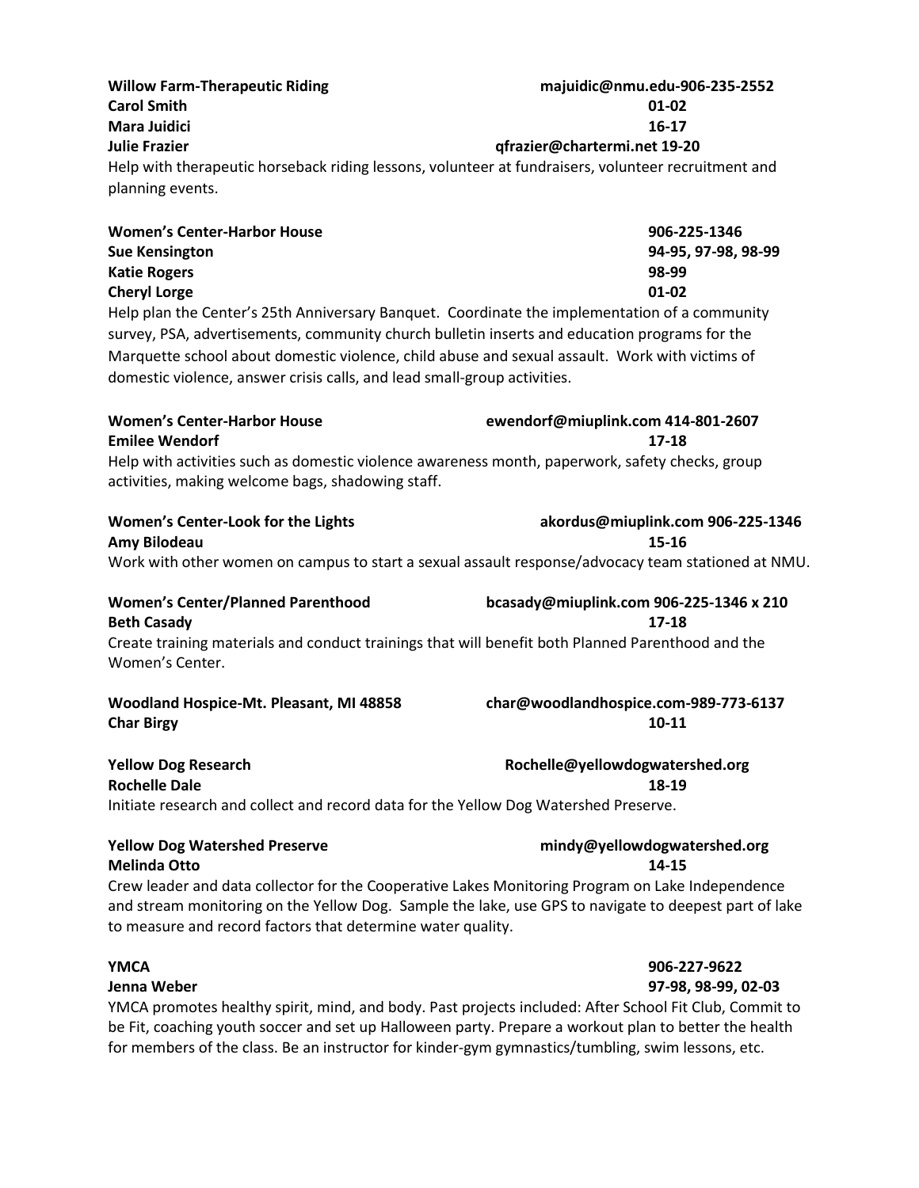**Willow Farm-Therapeutic Riding** **majuidic@nmu.edu-906-235-2552**
**Carol Smith** **01-02**
**Mara Juidici** **16-17**
**Julie Frazier** **qfrazier@chartermi.net 19-20**
Help with therapeutic horseback riding lessons, volunteer at fundraisers, volunteer recruitment and planning events.

**Women's Center-Harbor House** **906-225-1346**
**Sue Kensington** **94-95, 97-98, 98-99**
**Katie Rogers** **98-99**
**Cheryl Lorge** **01-02**
Help plan the Center's 25th Anniversary Banquet. Coordinate the implementation of a community survey, PSA, advertisements, community church bulletin inserts and education programs for the Marquette school about domestic violence, child abuse and sexual assault. Work with victims of domestic violence, answer crisis calls, and lead small-group activities.

**Women's Center-Harbor House** **ewendorf@miuplink.com 414-801-2607**
**Emilee Wendorf** **17-18**
Help with activities such as domestic violence awareness month, paperwork, safety checks, group activities, making welcome bags, shadowing staff.

**Women's Center-Look for the Lights** **akordus@miuplink.com 906-225-1346**
**Amy Bilodeau** **15-16**
Work with other women on campus to start a sexual assault response/advocacy team stationed at NMU.

**Women's Center/Planned Parenthood** **bcasady@miuplink.com 906-225-1346 x 210**
**Beth Casady** **17-18**
Create training materials and conduct trainings that will benefit both Planned Parenthood and the Women's Center.

**Woodland Hospice-Mt. Pleasant, MI 48858** **char@woodlandhospice.com-989-773-6137**
**Char Birgy** **10-11**

**Yellow Dog Research** **Rochelle@yellowdogwatershed.org**
**Rochelle Dale** **18-19**
Initiate research and collect and record data for the Yellow Dog Watershed Preserve.

**Yellow Dog Watershed Preserve** **mindy@yellowdogwatershed.org**
**Melinda Otto** **14-15**
Crew leader and data collector for the Cooperative Lakes Monitoring Program on Lake Independence and stream monitoring on the Yellow Dog. Sample the lake, use GPS to navigate to deepest part of lake to measure and record factors that determine water quality.

**YMCA** **906-227-9622**
**Jenna Weber** **97-98, 98-99, 02-03**
YMCA promotes healthy spirit, mind, and body. Past projects included: After School Fit Club, Commit to be Fit, coaching youth soccer and set up Halloween party. Prepare a workout plan to better the health for members of the class. Be an instructor for kinder-gym gymnastics/tumbling, swim lessons, etc.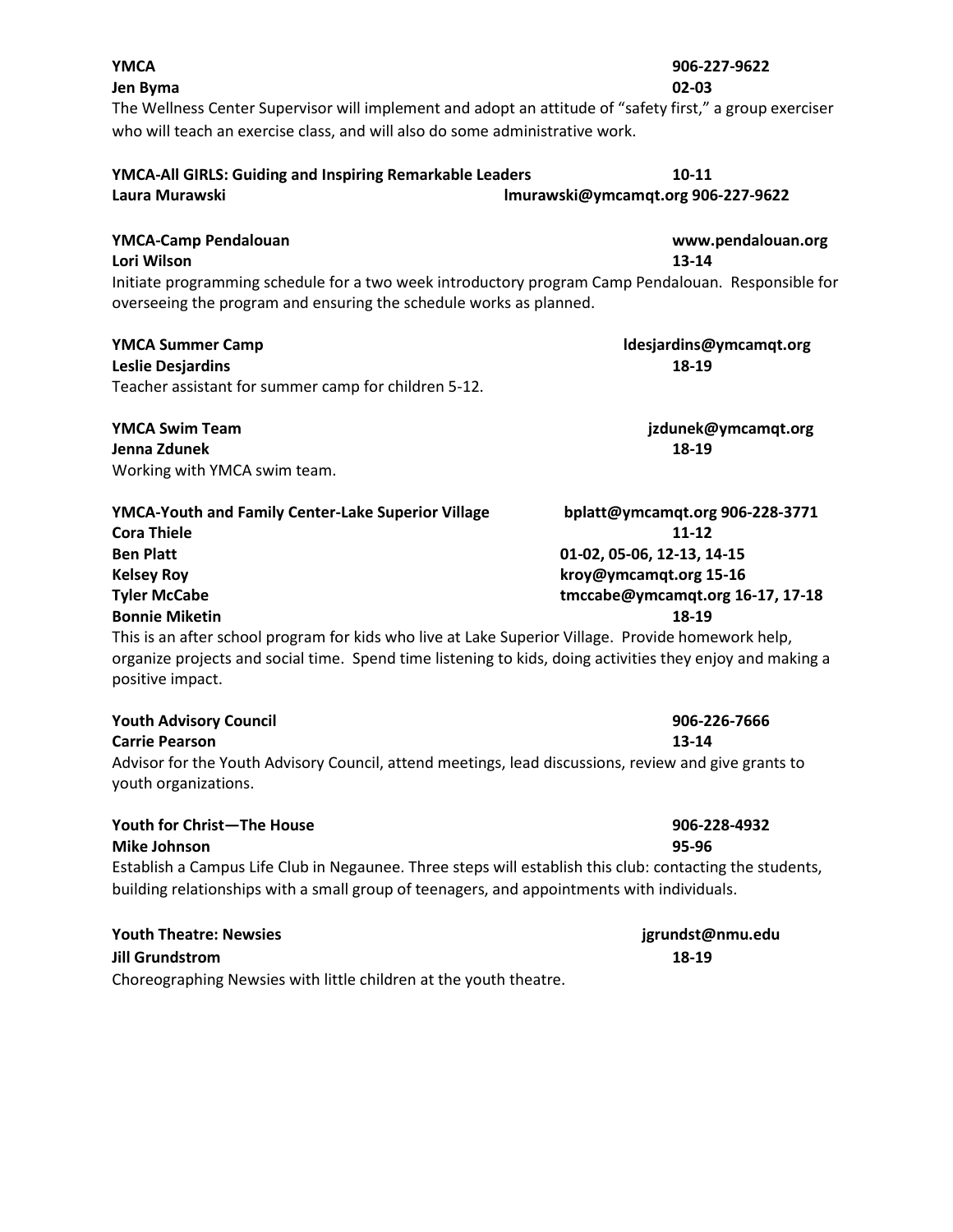**YMCA** 906-227-9622
**Jen Byma** 02-03
The Wellness Center Supervisor will implement and adopt an attitude of "safety first," a group exerciser who will teach an exercise class, and will also do some administrative work.

**YMCA-All GIRLS: Guiding and Inspiring Remarkable Leaders** 10-11
**Laura Murawski** lmurawski@ymcamqt.org 906-227-9622

**YMCA-Camp Pendalouan** www.pendalouan.org
**Lori Wilson** 13-14
Initiate programming schedule for a two week introductory program Camp Pendalouan. Responsible for overseeing the program and ensuring the schedule works as planned.

**YMCA Summer Camp** ldesjardins@ymcamqt.org
**Leslie Desjardins** 18-19
Teacher assistant for summer camp for children 5-12.

**YMCA Swim Team** jzdunek@ymcamqt.org
**Jenna Zdunek** 18-19
Working with YMCA swim team.

**YMCA-Youth and Family Center-Lake Superior Village** bplatt@ymcamqt.org 906-228-3771
**Cora Thiele** 11-12
**Ben Platt** 01-02, 05-06, 12-13, 14-15
**Kelsey Roy** kroy@ymcamqt.org 15-16
**Tyler McCabe** tmccabe@ymcamqt.org 16-17, 17-18
**Bonnie Miketin** 18-19
This is an after school program for kids who live at Lake Superior Village. Provide homework help, organize projects and social time. Spend time listening to kids, doing activities they enjoy and making a positive impact.

**Youth Advisory Council** 906-226-7666
**Carrie Pearson** 13-14
Advisor for the Youth Advisory Council, attend meetings, lead discussions, review and give grants to youth organizations.

**Youth for Christ—The House** 906-228-4932
**Mike Johnson** 95-96
Establish a Campus Life Club in Negaunee. Three steps will establish this club: contacting the students, building relationships with a small group of teenagers, and appointments with individuals.

**Youth Theatre: Newsies** jgrundst@nmu.edu
**Jill Grundstrom** 18-19
Choreographing Newsies with little children at the youth theatre.